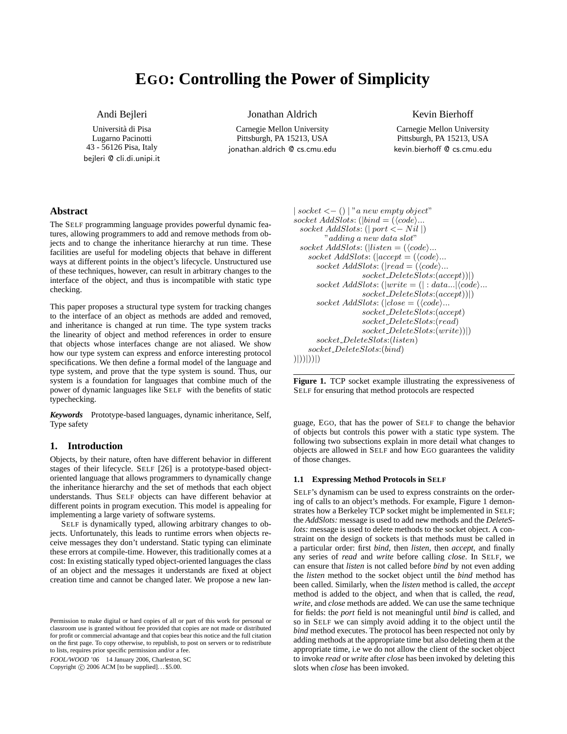# EGO: Controlling the Power of Simplicity

Andi Bejleri
Università di Pisa
Lugarno Pacinotti
43 - 56126 Pisa, Italy
bejleri @ cli.di.unipi.it

Jonathan Aldrich
Carnegie Mellon University
Pittsburgh, PA 15213, USA
jonathan.aldrich @ cs.cmu.edu

Kevin Bierhoff
Carnegie Mellon University
Pittsburgh, PA 15213, USA
kevin.bierhoff @ cs.cmu.edu

## Abstract

The SELF programming language provides powerful dynamic features, allowing programmers to add and remove methods from objects and to change the inheritance hierarchy at run time. These facilities are useful for modeling objects that behave in different ways at different points in the object's lifecycle. Unstructured use of these techniques, however, can result in arbitrary changes to the interface of the object, and thus is incompatible with static type checking.

This paper proposes a structural type system for tracking changes to the interface of an object as methods are added and removed, and inheritance is changed at run time. The type system tracks the linearity of object and method references in order to ensure that objects whose interfaces change are not aliased. We show how our type system can express and enforce interesting protocol specifications. We then define a formal model of the language and type system, and prove that the type system is sound. Thus, our system is a foundation for languages that combine much of the power of dynamic languages like SELF with the benefits of static typechecking.

***Keywords*** Prototype-based languages, dynamic inheritance, Self, Type safety

## 1. Introduction

Objects, by their nature, often have different behavior in different stages of their lifecycle. SELF [26] is a prototype-based object-oriented language that allows programmers to dynamically change the inheritance hierarchy and the set of methods that each object understands. Thus SELF objects can have different behavior at different points in program execution. This model is appealing for implementing a large variety of software systems.

SELF is dynamically typed, allowing arbitrary changes to objects. Unfortunately, this leads to runtime errors when objects receive messages they don't understand. Static typing can eliminate these errors at compile-time. However, this traditionally comes at a cost: In existing statically typed object-oriented languages the class of an object and the messages it understands are fixed at object creation time and cannot be changed later. We propose a new language, EGO, that has the power of SELF to change the behavior of objects but controls this power with a static type system. The following two subsections explain in more detail what changes to objects are allowed in SELF and how EGO guarantees the validity of those changes.

```
| socket <- () | "a new empty object"
socket AddSlots: (|bind = (⟨code⟩...
  socket AddSlots: (| port <- Nil |)
        "adding a new data slot"
  socket AddSlots: (|listen = (⟨code⟩...
     socket AddSlots: (|accept = (⟨code⟩...
        socket AddSlots: (|read = (⟨code⟩...
                    socket_DeleteSlots:(accept))|)
        socket AddSlots: (|write = (| : data...|⟨code⟩...
                    socket_DeleteSlots:(accept))|)
        socket AddSlots: (|close = (⟨code⟩...
                    socket_DeleteSlots:(accept)
                    socket_DeleteSlots:(read)
                    socket_DeleteSlots:(write))|)
        socket_DeleteSlots:(listen)
     socket_DeleteSlots:(bind)
)|))|))|)
```

**Figure 1.** TCP socket example illustrating the expressiveness of SELF for ensuring that method protocols are respected

### 1.1 Expressing Method Protocols in SELF

SELF's dynamism can be used to express constraints on the ordering of calls to an object's methods. For example, Figure 1 demonstrates how a Berkeley TCP socket might be implemented in SELF; the *AddSlots:* message is used to add new methods and the *DeleteSlots:* message is used to delete methods to the socket object. A constraint on the design of sockets is that methods must be called in a particular order: first *bind*, then *listen*, then *accept*, and finally any series of *read* and *write* before calling *close*. In SELF, we can ensure that *listen* is not called before *bind* by not even adding the *listen* method to the socket object until the *bind* method has been called. Similarly, when the *listen* method is called, the *accept* method is added to the object, and when that is called, the *read*, *write*, and *close* methods are added. We can use the same technique for fields: the *port* field is not meaningful until *bind* is called, and so in SELF we can simply avoid adding it to the object until the *bind* method executes. The protocol has been respected not only by adding methods at the appropriate time but also deleting them at the appropriate time, i.e we do not allow the client of the socket object to invoke *read* or *write* after *close* has been invoked by deleting this slots when *close* has been invoked.

Permission to make digital or hard copies of all or part of this work for personal or classroom use is granted without fee provided that copies are not made or distributed for profit or commercial advantage and that copies bear this notice and the full citation on the first page. To copy otherwise, to republish, to post on servers or to redistribute to lists, requires prior specific permission and/or a fee.

*FOOL/WOOD '06* 14 January 2006, Charleston, SC
Copyright © 2006 ACM [to be supplied]. . . $5.00.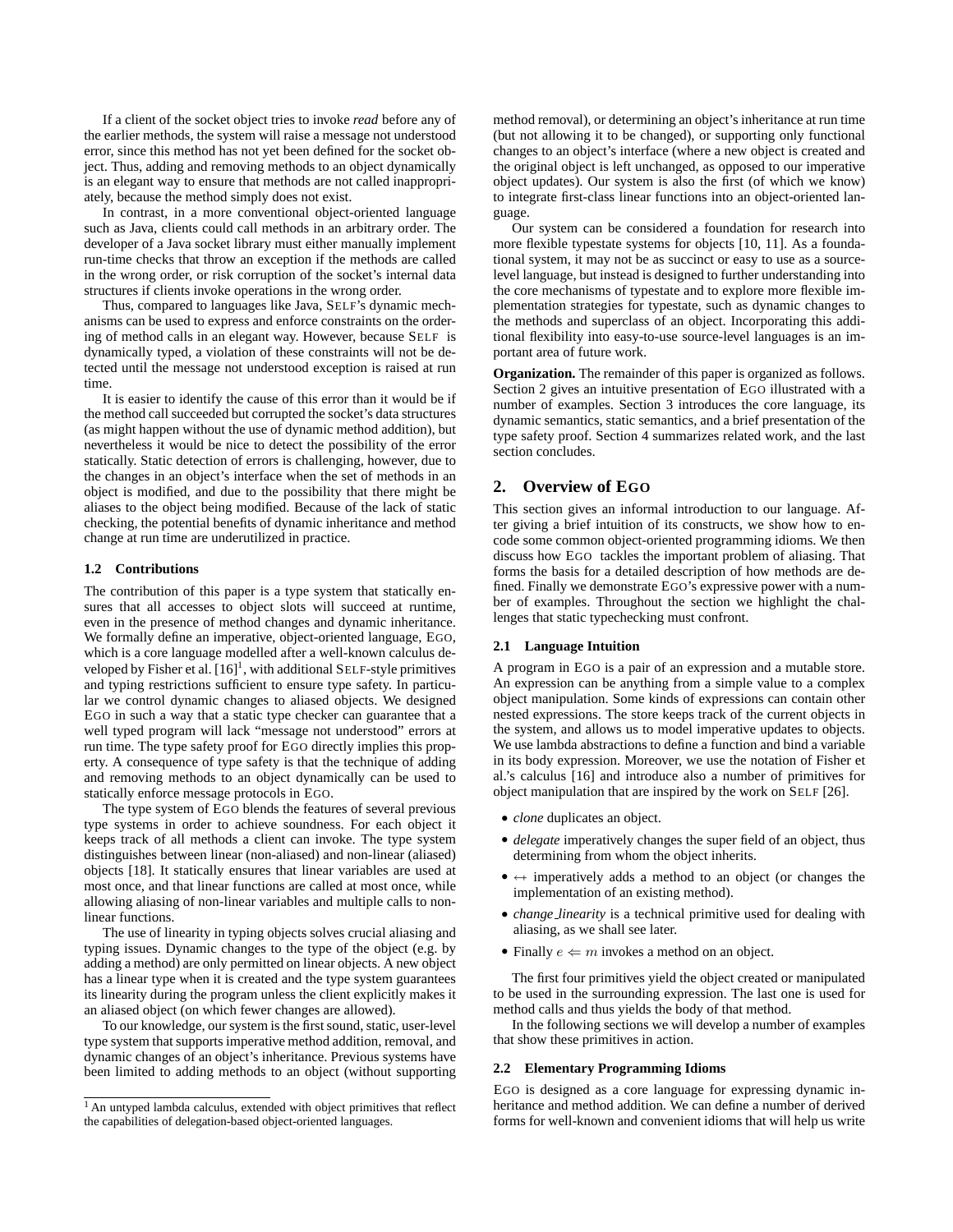If a client of the socket object tries to invoke *read* before any of the earlier methods, the system will raise a message not understood error, since this method has not yet been defined for the socket object. Thus, adding and removing methods to an object dynamically is an elegant way to ensure that methods are not called inappropriately, because the method simply does not exist.

In contrast, in a more conventional object-oriented language such as Java, clients could call methods in an arbitrary order. The developer of a Java socket library must either manually implement run-time checks that throw an exception if the methods are called in the wrong order, or risk corruption of the socket's internal data structures if clients invoke operations in the wrong order.

Thus, compared to languages like Java, SELF's dynamic mechanisms can be used to express and enforce constraints on the ordering of method calls in an elegant way. However, because SELF is dynamically typed, a violation of these constraints will not be detected until the message not understood exception is raised at run time.

It is easier to identify the cause of this error than it would be if the method call succeeded but corrupted the socket's data structures (as might happen without the use of dynamic method addition), but nevertheless it would be nice to detect the possibility of the error statically. Static detection of errors is challenging, however, due to the changes in an object's interface when the set of methods in an object is modified, and due to the possibility that there might be aliases to the object being modified. Because of the lack of static checking, the potential benefits of dynamic inheritance and method change at run time are underutilized in practice.

### 1.2 Contributions

The contribution of this paper is a type system that statically ensures that all accesses to object slots will succeed at runtime, even in the presence of method changes and dynamic inheritance. We formally define an imperative, object-oriented language, EGO, which is a core language modelled after a well-known calculus developed by Fisher et al. [16][1], with additional SELF-style primitives and typing restrictions sufficient to ensure type safety. In particular we control dynamic changes to aliased objects. We designed EGO in such a way that a static type checker can guarantee that a well typed program will lack "message not understood" errors at run time. The type safety proof for EGO directly implies this property. A consequence of type safety is that the technique of adding and removing methods to an object dynamically can be used to statically enforce message protocols in EGO.

The type system of EGO blends the features of several previous type systems in order to achieve soundness. For each object it keeps track of all methods a client can invoke. The type system distinguishes between linear (non-aliased) and non-linear (aliased) objects [18]. It statically ensures that linear variables are used at most once, and that linear functions are called at most once, while allowing aliasing of non-linear variables and multiple calls to non-linear functions.

The use of linearity in typing objects solves crucial aliasing and typing issues. Dynamic changes to the type of the object (e.g. by adding a method) are only permitted on linear objects. A new object has a linear type when it is created and the type system guarantees its linearity during the program unless the client explicitly makes it an aliased object (on which fewer changes are allowed).

To our knowledge, our system is the first sound, static, user-level type system that supports imperative method addition, removal, and dynamic changes of an object's inheritance. Previous systems have been limited to adding methods to an object (without supporting method removal), or determining an object's inheritance at run time (but not allowing it to be changed), or supporting only functional changes to an object's interface (where a new object is created and the original object is left unchanged, as opposed to our imperative object updates). Our system is also the first (of which we know) to integrate first-class linear functions into an object-oriented language.

Our system can be considered a foundation for research into more flexible typestate systems for objects [10, 11]. As a foundational system, it may not be as succinct or easy to use as a source-level language, but instead is designed to further understanding into the core mechanisms of typestate and to explore more flexible implementation strategies for typestate, such as dynamic changes to the methods and superclass of an object. Incorporating this additional flexibility into easy-to-use source-level languages is an important area of future work.

**Organization.** The remainder of this paper is organized as follows. Section 2 gives an intuitive presentation of EGO illustrated with a number of examples. Section 3 introduces the core language, its dynamic semantics, static semantics, and a brief presentation of the type safety proof. Section 4 summarizes related work, and the last section concludes.

## 2. Overview of EGO

This section gives an informal introduction to our language. After giving a brief intuition of its constructs, we show how to encode some common object-oriented programming idioms. We then discuss how EGO tackles the important problem of aliasing. That forms the basis for a detailed description of how methods are defined. Finally we demonstrate EGO's expressive power with a number of examples. Throughout the section we highlight the challenges that static typechecking must confront.

### 2.1 Language Intuition

A program in EGO is a pair of an expression and a mutable store. An expression can be anything from a simple value to a complex object manipulation. Some kinds of expressions can contain other nested expressions. The store keeps track of the current objects in the system, and allows us to model imperative updates to objects. We use lambda abstractions to define a function and bind a variable in its body expression. Moreover, we use the notation of Fisher et al.'s calculus [16] and introduce also a number of primitives for object manipulation that are inspired by the work on SELF [26].

- *clone* duplicates an object.
- *delegate* imperatively changes the super field of an object, thus determining from whom the object inherits.
- $\leftrightarrow$ imperatively adds a method to an object (or changes the implementation of an existing method).
- *change_linearity* is a technical primitive used for dealing with aliasing, as we shall see later.
- Finally $e \Leftarrow m$ invokes a method on an object.

The first four primitives yield the object created or manipulated to be used in the surrounding expression. The last one is used for method calls and thus yields the body of that method.

In the following sections we will develop a number of examples that show these primitives in action.

### 2.2 Elementary Programming Idioms

EGO is designed as a core language for expressing dynamic inheritance and method addition. We can define a number of derived forms for well-known and convenient idioms that will help us write

[1] An untyped lambda calculus, extended with object primitives that reflect the capabilities of delegation-based object-oriented languages.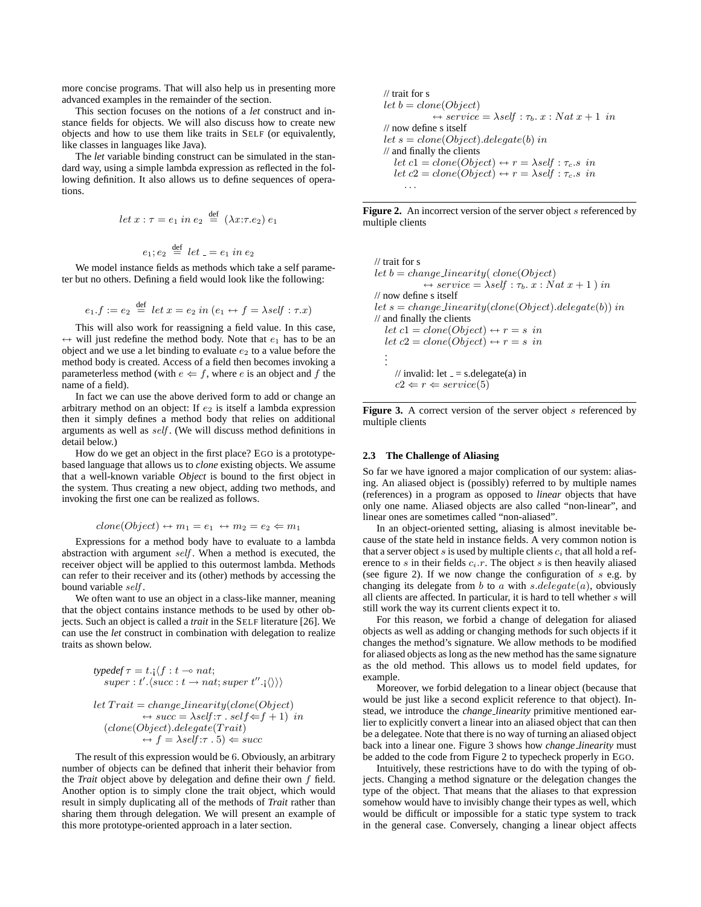more concise programs. That will also help us in presenting more advanced examples in the remainder of the section.

This section focuses on the notions of a *let* construct and instance fields for objects. We will also discuss how to create new objects and how to use them like traits in SELF (or equivalently, like classes in languages like Java).

The *let* variable binding construct can be simulated in the standard way, using a simple lambda expression as reflected in the following definition. It also allows us to define sequences of operations.

$$let\ x : \tau = e_1\ in\ e_2 \stackrel{\text{def}}{=} (\lambda x{:}\tau.e_2)\ e_1$$

$$e_1; e_2 \stackrel{\text{def}}{=} let\ \_ = e_1\ in\ e_2$$

We model instance fields as methods which take a self parameter but no others. Defining a field would look like the following:

$$e_1.f := e_2 \stackrel{\text{def}}{=} let\ x = e_2\ in\ (e_1 \leftrightarrow f = \lambda self : \tau.x)$$

This will also work for reassigning a field value. In this case, $\leftrightarrow$ will just redefine the method body. Note that $e_1$ has to be an object and we use a let binding to evaluate $e_2$ to a value before the method body is created. Access of a field then becomes invoking a parameterless method (with $e \Leftarrow f$, where $e$ is an object and $f$ the name of a field).

In fact we can use the above derived form to add or change an arbitrary method on an object: If $e_2$ is itself a lambda expression then it simply defines a method body that relies on additional arguments as well as $self$. (We will discuss method definitions in detail below.)

How do we get an object in the first place? EGO is a prototype-based language that allows us to *clone* existing objects. We assume that a well-known variable *Object* is bound to the first object in the system. Thus creating a new object, adding two methods, and invoking the first one can be realized as follows.

$$clone(Object) \leftrightarrow m_1 = e_1 \leftrightarrow m_2 = e_2 \Leftarrow m_1$$

Expressions for a method body have to evaluate to a lambda abstraction with argument $self$. When a method is executed, the receiver object will be applied to this outermost lambda. Methods can refer to their receiver and its (other) methods by accessing the bound variable $self$.

We often want to use an object in a class-like manner, meaning that the object contains instance methods to be used by other objects. Such an object is called a *trait* in the SELF literature [26]. We can use the *let* construct in combination with delegation to realize traits as shown below.

$$\begin{array}{l} \textit{typedef}\ \tau = t.\text{¡}\langle f : t \multimap nat; \\ \quad super : t'.\langle succ : t \rightarrow nat; super\ t''.\text{¡}\langle\rangle\rangle\rangle \\ \\ let\ Trait = change\_linearity(clone(Object) \\ \qquad \leftrightarrow succ = \lambda self{:}\tau\ .\ self{\Leftarrow}f + 1)\ \ in \\ \quad (clone(Object).delegate(Trait) \\ \qquad \leftrightarrow f = \lambda self{:}\tau\ .\ 5) \Leftarrow succ \end{array}$$

The result of this expression would be 6. Obviously, an arbitrary number of objects can be defined that inherit their behavior from the *Trait* object above by delegation and define their own $f$ field. Another option is to simply clone the trait object, which would result in simply duplicating all of the methods of *Trait* rather than sharing them through delegation. We will present an example of this more prototype-oriented approach in a later section.

$$\begin{array}{l} \text{// trait for s} \\ let\ b = clone(Object) \\ \qquad\qquad \leftrightarrow service = \lambda self : \tau_b.\ x : Nat\ x + 1\ \ in \\ \text{// now define s itself} \\ let\ s = clone(Object).delegate(b)\ in \\ \text{// and finally the clients} \\ \quad let\ c1 = clone(Object) \leftrightarrow r = \lambda self : \tau_c.s\ \ in \\ \quad let\ c2 = clone(Object) \leftrightarrow r = \lambda self : \tau_c.s\ \ in \\ \qquad \ldots \end{array}$$

**Figure 2.** An incorrect version of the server object $s$ referenced by multiple clients

$$\begin{array}{l} \text{// trait for s} \\ let\ b = change\_linearity(\ clone(Object) \\ \qquad\qquad \leftrightarrow service = \lambda self : \tau_b.\ x : Nat\ x + 1\ )\ in \\ \text{// now define s itself} \\ let\ s = change\_linearity(clone(Object).delegate(b))\ in \\ \text{// and finally the clients} \\ \quad let\ c1 = clone(Object) \leftrightarrow r = s\ \ in \\ \quad let\ c2 = clone(Object) \leftrightarrow r = s\ \ in \\ \quad \vdots \\ \qquad \text{// invalid: let \_ = s.delegate(a) in} \\ \qquad c2 \Leftarrow r \Leftarrow service(5) \end{array}$$

**Figure 3.** A correct version of the server object $s$ referenced by multiple clients

### 2.3 The Challenge of Aliasing

So far we have ignored a major complication of our system: aliasing. An aliased object is (possibly) referred to by multiple names (references) in a program as opposed to *linear* objects that have only one name. Aliased objects are also called "non-linear", and linear ones are sometimes called "non-aliased".

In an object-oriented setting, aliasing is almost inevitable because of the state held in instance fields. A very common notion is that a server object $s$ is used by multiple clients $c_i$ that all hold a reference to $s$ in their fields $c_i.r$. The object $s$ is then heavily aliased (see figure 2). If we now change the configuration of $s$ e.g. by changing its delegate from $b$ to $a$ with $s.delegate(a)$, obviously all clients are affected. In particular, it is hard to tell whether $s$ will still work the way its current clients expect it to.

For this reason, we forbid a change of delegation for aliased objects as well as adding or changing methods for such objects if it changes the method's signature. We allow methods to be modified for aliased objects as long as the new method has the same signature as the old method. This allows us to model field updates, for example.

Moreover, we forbid delegation to a linear object (because that would be just like a second explicit reference to that object). Instead, we introduce the *change_linearity* primitive mentioned earlier to explicitly convert a linear into an aliased object that can then be a delegatee. Note that there is no way of turning an aliased object back into a linear one. Figure 3 shows how *change_linearity* must be added to the code from Figure 2 to typecheck properly in EGO.

Intuitively, these restrictions have to do with the typing of objects. Changing a method signature or the delegation changes the type of the object. That means that the aliases to that expression somehow would have to invisibly change their types as well, which would be difficult or impossible for a static type system to track in the general case. Conversely, changing a linear object affects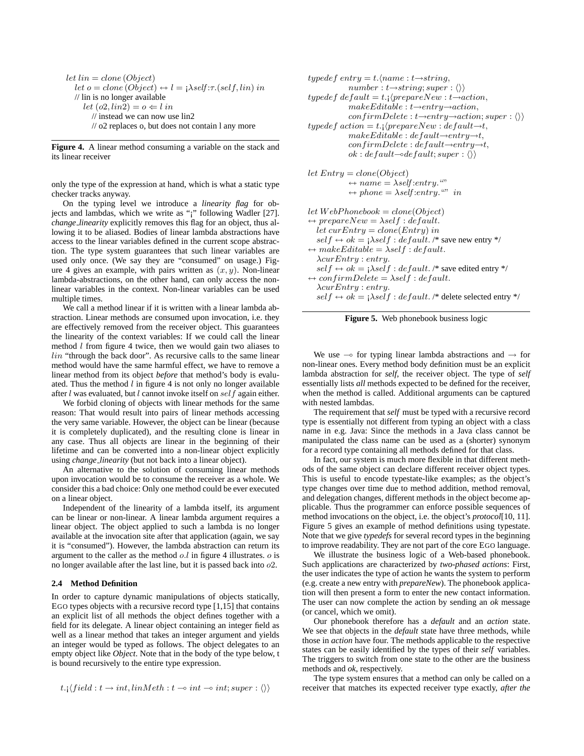```
let lin = clone (Object)
  let o = clone (Object) ↔ l = ¡λself:τ.(self, lin) in
  // lin is no longer available
    let (o2, lin2) = o ⇐ l in
      // instead we can now use lin2
      // o2 replaces o, but does not contain l any more
```

**Figure 4.** A linear method consuming a variable on the stack and its linear receiver

only the type of the expression at hand, which is what a static type checker tracks anyway.

On the typing level we introduce a *linearity flag* for objects and lambdas, which we write as "¡" following Wadler [27]. *change_linearity* explicitly removes this flag for an object, thus allowing it to be aliased. Bodies of linear lambda abstractions have access to the linear variables defined in the current scope abstraction. The type system guarantees that such linear variables are used only once. (We say they are "consumed" on usage.) Figure 4 gives an example, with pairs written as $(x, y)$. Non-linear lambda-abstractions, on the other hand, can only access the non-linear variables in the context. Non-linear variables can be used multiple times.

We call a method linear if it is written with a linear lambda abstraction. Linear methods are consumed upon invocation, i.e. they are effectively removed from the receiver object. This guarantees the linearity of the context variables: If we could call the linear method $l$ from figure 4 twice, then we would gain two aliases to $lin$ "through the back door". As recursive calls to the same linear method would have the same harmful effect, we have to remove a linear method from its object *before* that method's body is evaluated. Thus the method $l$ in figure 4 is not only no longer available after $l$ was evaluated, but $l$ cannot invoke itself on $self$ again either.

We forbid cloning of objects with linear methods for the same reason: That would result into pairs of linear methods accessing the very same variable. However, the object can be linear (because it is completely duplicated), and the resulting clone is linear in any case. Thus all objects are linear in the beginning of their lifetime and can be converted into a non-linear object explicitly using *change_linearity* (but not back into a linear object).

An alternative to the solution of consuming linear methods upon invocation would be to consume the receiver as a whole. We consider this a bad choice: Only one method could be ever executed on a linear object.

Independent of the linearity of a lambda itself, its argument can be linear or non-linear. A linear lambda argument requires a linear object. The object applied to such a lambda is no longer available at the invocation site after that application (again, we say it is "consumed"). However, the lambda abstraction can return its argument to the caller as the method $o.l$ in figure 4 illustrates. $o$ is no longer available after the last line, but it is passed back into $o2$.

### 2.4 Method Definition

In order to capture dynamic manipulations of objects statically, EGO types objects with a recursive record type [1,15] that contains an explicit list of all methods the object defines together with a field for its delegate. A linear object containing an integer field as well as a linear method that takes an integer argument and yields an integer would be typed as follows. The object delegates to an empty object like *Object*. Note that in the body of the type below, t is bound recursively to the entire type expression.

$$t.¡\langle field : t \rightarrow int, linMeth : t \multimap int \multimap int; super : \langle\rangle\rangle$$

```
typedef entry = t.⟨name : t→string,
          number : t→string; super : ⟨⟩⟩
typedef default = t.¡⟨prepareNew : t→action,
          makeEditable : t→entry→action,
          confirmDelete : t→entry→action; super : ⟨⟩⟩
typedef action = t.¡⟨prepareNew : default→t,
          makeEditable : default→entry→t,
          confirmDelete : default→entry→t,
          ok : default⊸default; super : ⟨⟩⟩

let Entry = clone(Object)
          ↔ name = λself:entry.""
          ↔ phone = λself:entry."" in

let WebPhonebook = clone(Object)
↔ prepareNew = λself : default.
  let curEntry = clone(Entry) in
  self ↔ ok = ¡λself : default. /* save new entry */
↔ makeEditable = λself : default.
  λcurEntry : entry.
  self ↔ ok = ¡λself : default. /* save edited entry */
↔ confirmDelete = λself : default.
  λcurEntry : entry.
  self ↔ ok = ¡λself : default. /* delete selected entry */
```

**Figure 5.** Web phonebook business logic

We use $\multimap$ for typing linear lambda abstractions and $\rightarrow$ for non-linear ones. Every method body definition must be an explicit lambda abstraction for *self*, the receiver object. The type of *self* essentially lists *all* methods expected to be defined for the receiver, when the method is called. Additional arguments can be captured with nested lambdas.

The requirement that *self* must be typed with a recursive record type is essentially not different from typing an object with a class name in e.g. Java: Since the methods in a Java class cannot be manipulated the class name can be used as a (shorter) synonym for a record type containing all methods defined for that class.

In fact, our system is much more flexible in that different methods of the same object can declare different receiver object types. This is useful to encode typestate-like examples; as the object's type changes over time due to method addition, method removal, and delegation changes, different methods in the object become applicable. Thus the programmer can enforce possible sequences of method invocations on the object, i.e. the object's *protocol*[10, 11]. Figure 5 gives an example of method definitions using typestate. Note that we give *typedefs* for several record types in the beginning to improve readability. They are not part of the core EGO language.

We illustrate the business logic of a Web-based phonebook. Such applications are characterized by *two-phased actions*: First, the user indicates the type of action he wants the system to perform (e.g. create a new entry with *prepareNew*). The phonebook application will then present a form to enter the new contact information. The user can now complete the action by sending an *ok* message (or cancel, which we omit).

Our phonebook therefore has a *default* and an *action* state. We see that objects in the *default* state have three methods, while those in *action* have four. The methods applicable to the respective states can be easily identified by the types of their *self* variables. The triggers to switch from one state to the other are the business methods and *ok*, respectively.

The type system ensures that a method can only be called on a receiver that matches its expected receiver type exactly, *after the*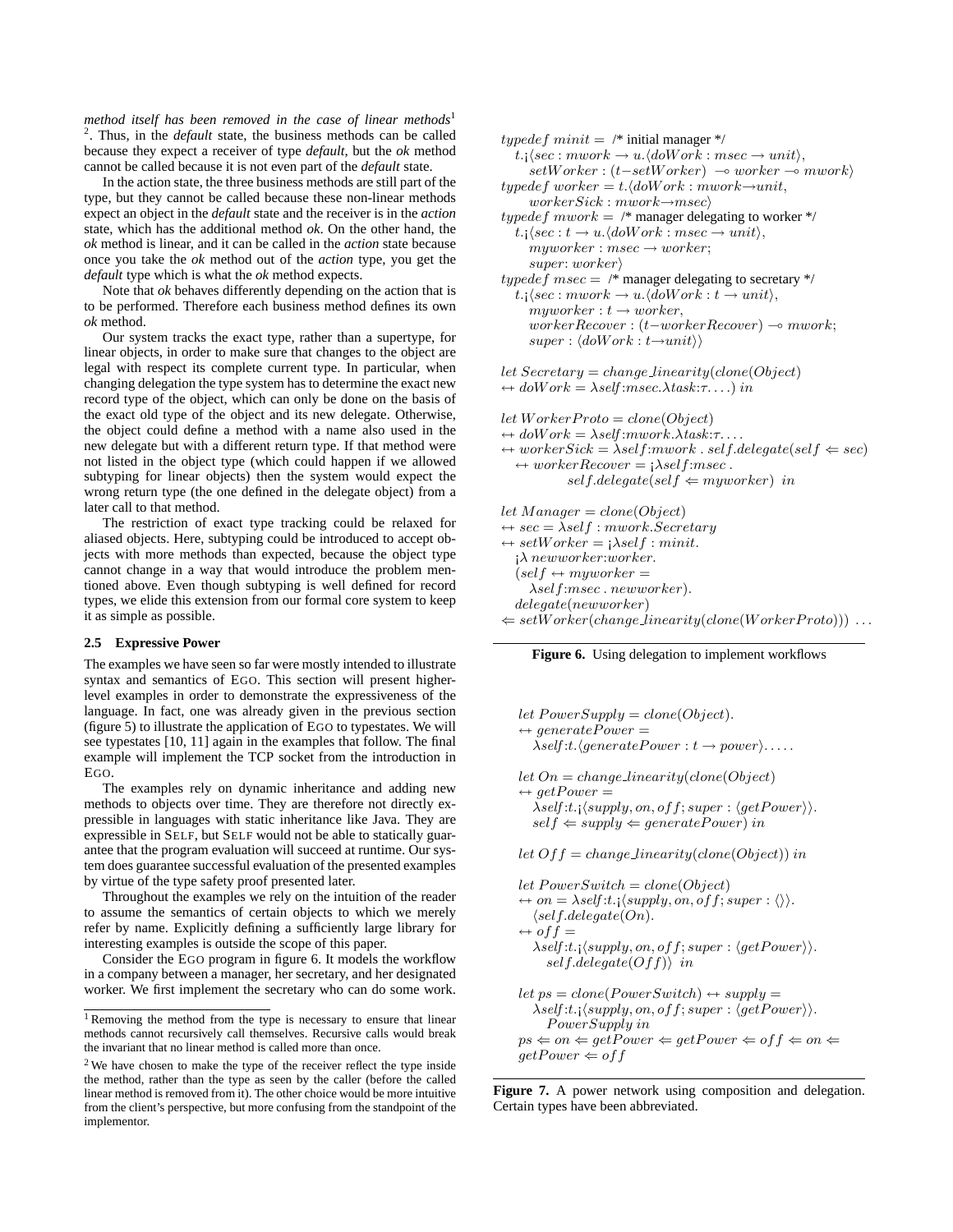*method itself has been removed in the case of linear methods*[1] [2]. Thus, in the *default* state, the business methods can be called because they expect a receiver of type *default*, but the *ok* method cannot be called because it is not even part of the *default* state.

In the action state, the three business methods are still part of the type, but they cannot be called because these non-linear methods expect an object in the *default* state and the receiver is in the *action* state, which has the additional method *ok*. On the other hand, the *ok* method is linear, and it can be called in the *action* state because once you take the *ok* method out of the *action* type, you get the *default* type which is what the *ok* method expects.

Note that *ok* behaves differently depending on the action that is to be performed. Therefore each business method defines its own *ok* method.

Our system tracks the exact type, rather than a supertype, for linear objects, in order to make sure that changes to the object are legal with respect its complete current type. In particular, when changing delegation the type system has to determine the exact new record type of the object, which can only be done on the basis of the exact old type of the object and its new delegate. Otherwise, the object could define a method with a name also used in the new delegate but with a different return type. If that method were not listed in the object type (which could happen if we allowed subtyping for linear objects) then the system would expect the wrong return type (the one defined in the delegate object) from a later call to that method.

The restriction of exact type tracking could be relaxed for aliased objects. Here, subtyping could be introduced to accept objects with more methods than expected, because the object type cannot change in a way that would introduce the problem mentioned above. Even though subtyping is well defined for record types, we elide this extension from our formal core system to keep it as simple as possible.

### 2.5 Expressive Power

The examples we have seen so far were mostly intended to illustrate syntax and semantics of EGO. This section will present higher-level examples in order to demonstrate the expressiveness of the language. In fact, one was already given in the previous section (figure 5) to illustrate the application of EGO to typestates. We will see typestates [10, 11] again in the examples that follow. The final example will implement the TCP socket from the introduction in EGO.

The examples rely on dynamic inheritance and adding new methods to objects over time. They are therefore not directly expressible in languages with static inheritance like Java. They are expressible in SELF, but SELF would not be able to statically guarantee that the program evaluation will succeed at runtime. Our system does guarantee successful evaluation of the presented examples by virtue of the type safety proof presented later.

Throughout the examples we rely on the intuition of the reader to assume the semantics of certain objects to which we merely refer by name. Explicitly defining a sufficiently large library for interesting examples is outside the scope of this paper.

Consider the EGO program in figure 6. It models the workflow in a company between a manager, her secretary, and her designated worker. We first implement the secretary who can do some work.

[1] Removing the method from the type is necessary to ensure that linear methods cannot recursively call themselves. Recursive calls would break the invariant that no linear method is called more than once.

[2] We have chosen to make the type of the receiver reflect the type inside the method, rather than the type as seen by the caller (before the called linear method is removed from it). The other choice would be more intuitive from the client's perspective, but more confusing from the standpoint of the implementor.

```
typedef minit = /* initial manager */
  t.¡⟨sec : mwork → u.⟨doWork : msec → unit⟩,
     setWorker : (t−setWorker) ⊸ worker ⊸ mwork⟩
typedef worker = t.⟨doWork : mwork→unit,
     workerSick : mwork→msec⟩
typedef mwork = /* manager delegating to worker */
  t.¡⟨sec : t → u.⟨doWork : msec → unit⟩,
     myworker : msec → worker;
     super: worker⟩
typedef msec = /* manager delegating to secretary */
  t.¡⟨sec : mwork → u.⟨doWork : t → unit⟩,
     myworker : t → worker,
     workerRecover : (t−workerRecover) ⊸ mwork;
     super : ⟨doWork : t→unit⟩⟩

let Secretary = change_linearity(clone(Object)
↔ doWork = λself:msec.λtask:τ. . . .) in

let WorkerProto = clone(Object)
↔ doWork = λself:mwork.λtask:τ. . . .
↔ workerSick = λself:mwork . self.delegate(self ⇐ sec)
  ↔ workerRecover = ¡λself:msec .
        self.delegate(self ⇐ myworker) in

let Manager = clone(Object)
↔ sec = λself : mwork.Secretary
↔ setWorker = ¡λself : minit.
  ¡λ newworker:worker.
  (self ↔ myworker =
    λself:msec . newworker).
  delegate(newworker)
⇐ setWorker(change_linearity(clone(WorkerProto))) . . .
```

**Figure 6.** Using delegation to implement workflows

```
let PowerSupply = clone(Object).
↔ generatePower =
   λself:t.⟨generatePower : t → power⟩. . . . .

let On = change_linearity(clone(Object)
↔ getPower =
   λself:t.¡⟨supply, on, off; super : ⟨getPower⟩⟩.
   self ⇐ supply ⇐ generatePower) in

let Off = change_linearity(clone(Object)) in

let PowerSwitch = clone(Object)
↔ on = λself:t.¡⟨supply, on, off; super : ⟨⟩⟩.
   ⟨self.delegate(On).
↔ off =
   λself:t.¡⟨supply, on, off; super : ⟨getPower⟩⟩.
     self.delegate(Off)⟩ in

let ps = clone(PowerSwitch) ↔ supply =
   λself:t.¡⟨supply, on, off; super : ⟨getPower⟩⟩.
     PowerSupply in
ps ⇐ on ⇐ getPower ⇐ getPower ⇐ off ⇐ on ⇐
getPower ⇐ off
```

**Figure 7.** A power network using composition and delegation. Certain types have been abbreviated.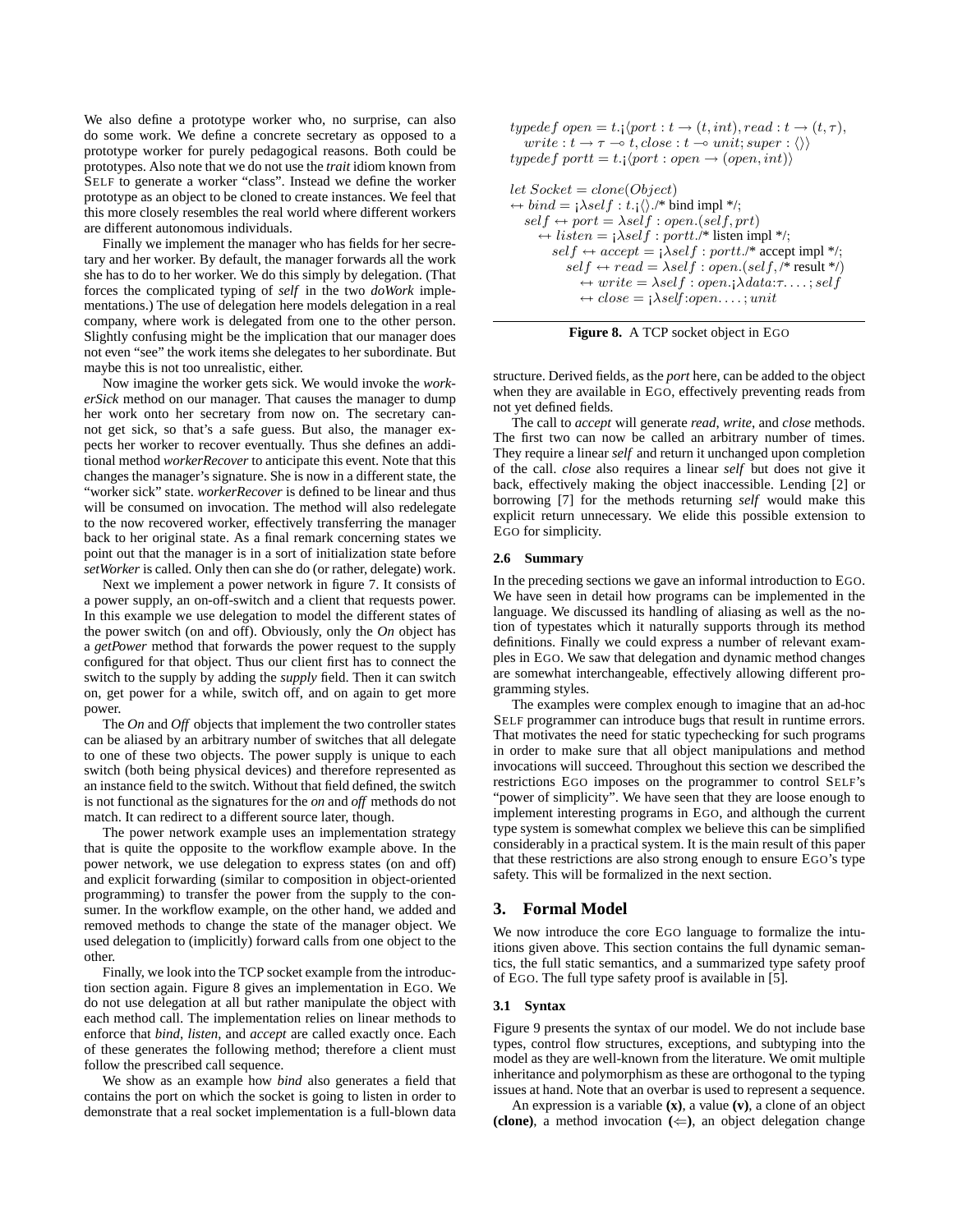We also define a prototype worker who, no surprise, can also do some work. We define a concrete secretary as opposed to a prototype worker for purely pedagogical reasons. Both could be prototypes. Also note that we do not use the *trait* idiom known from SELF to generate a worker "class". Instead we define the worker prototype as an object to be cloned to create instances. We feel that this more closely resembles the real world where different workers are different autonomous individuals.

Finally we implement the manager who has fields for her secretary and her worker. By default, the manager forwards all the work she has to do to her worker. We do this simply by delegation. (That forces the complicated typing of *self* in the two *doWork* implementations.) The use of delegation here models delegation in a real company, where work is delegated from one to the other person. Slightly confusing might be the implication that our manager does not even "see" the work items she delegates to her subordinate. But maybe this is not too unrealistic, either.

Now imagine the worker gets sick. We would invoke the *workerSick* method on our manager. That causes the manager to dump her work onto her secretary from now on. The secretary cannot get sick, so that's a safe guess. But also, the manager expects her worker to recover eventually. Thus she defines an additional method *workerRecover* to anticipate this event. Note that this changes the manager's signature. She is now in a different state, the "worker sick" state. *workerRecover* is defined to be linear and thus will be consumed on invocation. The method will also redelegate to the now recovered worker, effectively transferring the manager back to her original state. As a final remark concerning states we point out that the manager is in a sort of initialization state before *setWorker* is called. Only then can she do (or rather, delegate) work.

Next we implement a power network in figure 7. It consists of a power supply, an on-off-switch and a client that requests power. In this example we use delegation to model the different states of the power switch (on and off). Obviously, only the *On* object has a *getPower* method that forwards the power request to the supply configured for that object. Thus our client first has to connect the switch to the supply by adding the *supply* field. Then it can switch on, get power for a while, switch off, and on again to get more power.

The *On* and *Off* objects that implement the two controller states can be aliased by an arbitrary number of switches that all delegate to one of these two objects. The power supply is unique to each switch (both being physical devices) and therefore represented as an instance field to the switch. Without that field defined, the switch is not functional as the signatures for the *on* and *off* methods do not match. It can redirect to a different source later, though.

The power network example uses an implementation strategy that is quite the opposite to the workflow example above. In the power network, we use delegation to express states (on and off) and explicit forwarding (similar to composition in object-oriented programming) to transfer the power from the supply to the consumer. In the workflow example, on the other hand, we added and removed methods to change the state of the manager object. We used delegation to (implicitly) forward calls from one object to the other.

Finally, we look into the TCP socket example from the introduction section again. Figure 8 gives an implementation in EGO. We do not use delegation at all but rather manipulate the object with each method call. The implementation relies on linear methods to enforce that *bind*, *listen*, and *accept* are called exactly once. Each of these generates the following method; therefore a client must follow the prescribed call sequence.

We show as an example how *bind* also generates a field that contains the port on which the socket is going to listen in order to demonstrate that a real socket implementation is a full-blown data structure. Derived fields, as the *port* here, can be added to the object when they are available in EGO, effectively preventing reads from not yet defined fields.

$$
\begin{array}{l}
typedef\ open = t.¡\langle port : t \rightarrow (t, int), read : t \rightarrow (t, \tau), \\
\quad write : t \rightarrow \tau \multimap t, close : t \multimap unit; super : \langle\rangle\rangle \\
typedef\ portt = t.¡\langle port : open \rightarrow (open, int)\rangle \\
\\
let\ Socket = clone(Object) \\
\leftrightarrow bind = ¡\lambda self : t.¡\langle\rangle./\text{* bind impl */}; \\
\quad self \leftrightarrow port = \lambda self : open.(self, prt) \\
\quad\quad \leftrightarrow listen = ¡\lambda self : portt./\text{* listen impl */}; \\
\quad\quad\quad self \leftrightarrow accept = ¡\lambda self : portt./\text{* accept impl */}; \\
\quad\quad\quad\quad self \leftrightarrow read = \lambda self : open.(self, /\text{* result */}) \\
\quad\quad\quad\quad\quad \leftrightarrow write = \lambda self : open.¡\lambda data{:}\tau. \ldots ; self \\
\quad\quad\quad\quad\quad \leftrightarrow close = ¡\lambda self{:}open. \ldots ; unit
\end{array}
$$

**Figure 8.** A TCP socket object in EGO

The call to *accept* will generate *read*, *write*, and *close* methods. The first two can now be called an arbitrary number of times. They require a linear *self* and return it unchanged upon completion of the call. *close* also requires a linear *self* but does not give it back, effectively making the object inaccessible. Lending [2] or borrowing [7] for the methods returning *self* would make this explicit return unnecessary. We elide this possible extension to EGO for simplicity.

### 2.6 Summary

In the preceding sections we gave an informal introduction to EGO. We have seen in detail how programs can be implemented in the language. We discussed its handling of aliasing as well as the notion of typestates which it naturally supports through its method definitions. Finally we could express a number of relevant examples in EGO. We saw that delegation and dynamic method changes are somewhat interchangeable, effectively allowing different programming styles.

The examples were complex enough to imagine that an ad-hoc SELF programmer can introduce bugs that result in runtime errors. That motivates the need for static typechecking for such programs in order to make sure that all object manipulations and method invocations will succeed. Throughout this section we described the restrictions EGO imposes on the programmer to control SELF's "power of simplicity". We have seen that they are loose enough to implement interesting programs in EGO, and although the current type system is somewhat complex we believe this can be simplified considerably in a practical system. It is the main result of this paper that these restrictions are also strong enough to ensure EGO's type safety. This will be formalized in the next section.

## 3. Formal Model

We now introduce the core EGO language to formalize the intuitions given above. This section contains the full dynamic semantics, the full static semantics, and a summarized type safety proof of EGO. The full type safety proof is available in [5].

### 3.1 Syntax

Figure 9 presents the syntax of our model. We do not include base types, control flow structures, exceptions, and subtyping into the model as they are well-known from the literature. We omit multiple inheritance and polymorphism as these are orthogonal to the typing issues at hand. Note that an overbar is used to represent a sequence.

An expression is a variable **(x)**, a value **(v)**, a clone of an object **(clone)**, a method invocation **(⇐)**, an object delegation change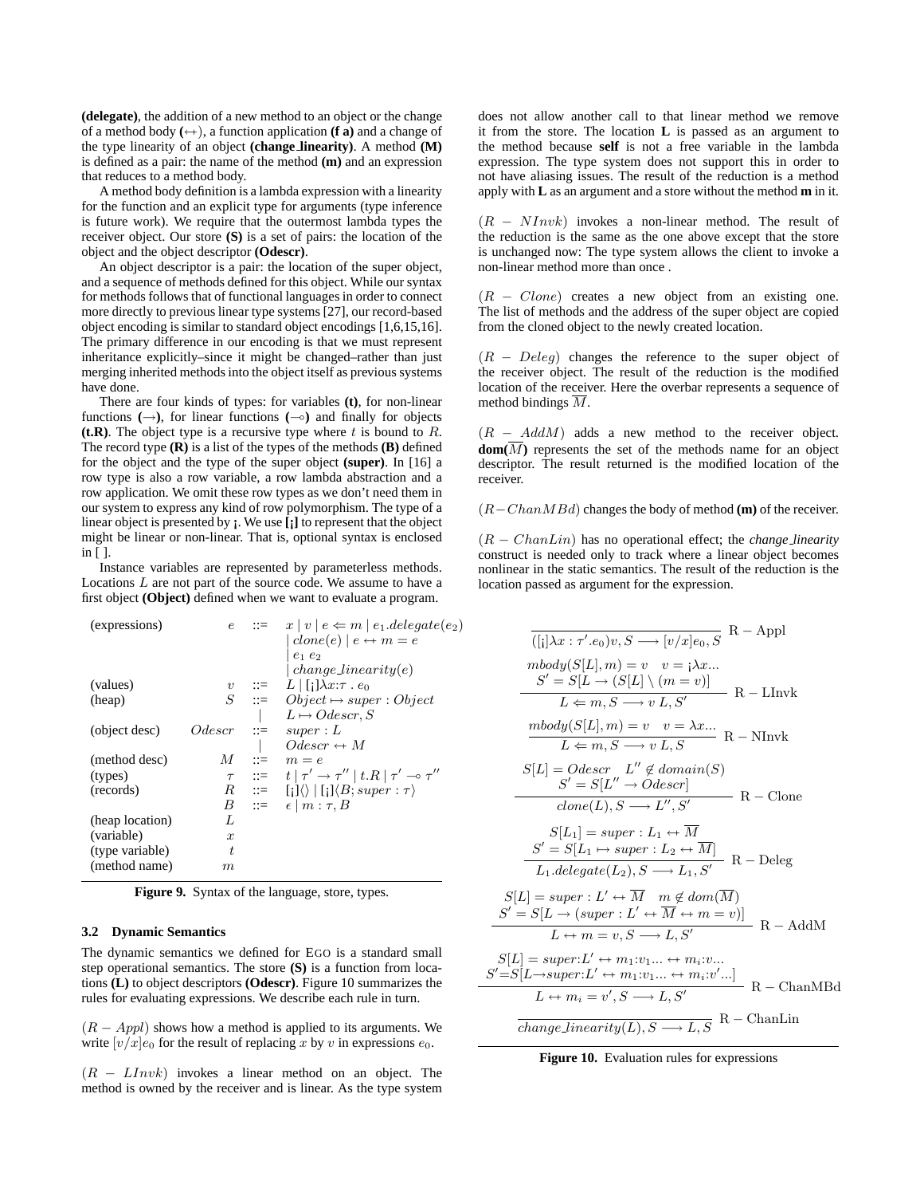**(delegate)**, the addition of a new method to an object or the change of a method body **($\leftrightarrow$)**, a function application **(f a)** and a change of the type linearity of an object **(change_linearity)**. A method **(M)** is defined as a pair: the name of the method **(m)** and an expression that reduces to a method body.

A method body definition is a lambda expression with a linearity for the function and an explicit type for arguments (type inference is future work). We require that the outermost lambda types the receiver object. Our store **(S)** is a set of pairs: the location of the object and the object descriptor **(Odescr)**.

An object descriptor is a pair: the location of the super object, and a sequence of methods defined for this object. While our syntax for methods follows that of functional languages in order to connect more directly to previous linear type systems [27], our record-based object encoding is similar to standard object encodings [1,6,15,16]. The primary difference in our encoding is that we must represent inheritance explicitly–since it might be changed–rather than just merging inherited methods into the object itself as previous systems have done.

There are four kinds of types: for variables **(t)**, for non-linear functions **($\rightarrow$)**, for linear functions **($\multimap$)** and finally for objects **(t.R)**. The object type is a recursive type where $t$ is bound to $R$. The record type **(R)** is a list of the types of the methods **(B)** defined for the object and the type of the super object **(super)**. In [16] a row type is also a row variable, a row lambda abstraction and a row application. We omit these row types as we don't need them in our system to express any kind of row polymorphism. The type of a linear object is presented by **¡**. We use **[¡]** to represent that the object might be linear or non-linear. That is, optional syntax is enclosed in [ ].

Instance variables are represented by parameterless methods. Locations $L$ are not part of the source code. We assume to have a first object **(Object)** defined when we want to evaluate a program.

| | | | |
|---|---|---|---|
| (expressions) | $e$ | $::=$ | $x \mid v \mid e \Leftarrow m \mid e_1.delegate(e_2)$ |
| | | | $\mid clone(e) \mid e \leftrightarrow m = e$ |
| | | | $\mid e_1\ e_2$ |
| | | | $\mid change\_linearity(e)$ |
| (values) | $v$ | $::=$ | $L \mid [¡]\lambda x{:}\tau\ .\ e_0$ |
| (heap) | $S$ | $::=$ | $Object \mapsto super : Object$ |
| | | $\mid$ | $L \mapsto Odescr, S$ |
| (object desc) | $Odescr$ | $::=$ | $super : L$ |
| | | $\mid$ | $Odescr \leftrightarrow M$ |
| (method desc) | $M$ | $::=$ | $m = e$ |
| (types) | $\tau$ | $::=$ | $t \mid \tau' \rightarrow \tau'' \mid t.R \mid \tau' \multimap \tau''$ |
| (records) | $R$ | $::=$ | $[¡]\langle\rangle \mid [¡]\langle B; super : \tau\rangle$ |
| | $B$ | $::=$ | $\epsilon \mid m : \tau, B$ |
| (heap location) | $L$ | | |
| (variable) | $x$ | | |
| (type variable) | $t$ | | |
| (method name) | $m$ | | |

**Figure 9.** Syntax of the language, store, types.

### 3.2 Dynamic Semantics

The dynamic semantics we defined for EGO is a standard small step operational semantics. The store **(S)** is a function from locations **(L)** to object descriptors **(Odescr)**. Figure 10 summarizes the rules for evaluating expressions. We describe each rule in turn.

$(R - Appl)$ shows how a method is applied to its arguments. We write $[v/x]e_0$ for the result of replacing $x$ by $v$ in expressions $e_0$.

$(R - LInvk)$ invokes a linear method on an object. The method is owned by the receiver and is linear. As the type system does not allow another call to that linear method we remove it from the store. The location **L** is passed as an argument to the method because **self** is not a free variable in the lambda expression. The type system does not support this in order to not have aliasing issues. The result of the reduction is a method apply with **L** as an argument and a store without the method **m** in it.

$(R - NInvk)$ invokes a non-linear method. The result of the reduction is the same as the one above except that the store is unchanged now: The type system allows the client to invoke a non-linear method more than once .

$(R - Clone)$ creates a new object from an existing one. The list of methods and the address of the super object are copied from the cloned object to the newly created location.

$(R - Deleg)$ changes the reference to the super object of the receiver object. The result of the reduction is the modified location of the receiver. Here the overbar represents a sequence of method bindings $\overline{M}$.

$(R - AddM)$ adds a new method to the receiver object. **dom**($\overline{M}$) represents the set of the methods name for an object descriptor. The result returned is the modified location of the receiver.

$(R-ChanMBd)$ changes the body of method **(m)** of the receiver.

$(R - ChanLin)$ has no operational effect; the *change_linearity* construct is needed only to track where a linear object becomes nonlinear in the static semantics. The result of the reduction is the location passed as argument for the expression.

$$\frac{}{([¡]\lambda x : \tau'.e_0)v, S \longrightarrow [v/x]e_0, S}\ \text{R} - \text{Appl}$$

$$\frac{mbody(S[L], m) = v \quad v = ¡\lambda x... \quad S' = S[L \rightarrow (S[L] \setminus (m = v)]}{L \Leftarrow m, S \longrightarrow v\ L, S'}\ \text{R} - \text{LInvk}$$

$$\frac{mbody(S[L], m) = v \quad v = \lambda x...}{L \Leftarrow m, S \longrightarrow v\ L, S}\ \text{R} - \text{NInvk}$$

$$\frac{S[L] = Odescr \quad L'' \notin domain(S) \quad S' = S[L'' \rightarrow Odescr]}{clone(L), S \longrightarrow L'', S'}\ \text{R} - \text{Clone}$$

$$\frac{S[L_1] = super : L_1 \leftrightarrow \overline{M} \quad S' = S[L_1 \mapsto super : L_2 \leftrightarrow \overline{M}]}{L_1.delegate(L_2), S \longrightarrow L_1, S'}\ \text{R} - \text{Deleg}$$

$$\frac{S[L] = super : L' \leftrightarrow \overline{M} \quad m \notin dom(\overline{M}) \quad S' = S[L \rightarrow (super : L' \leftrightarrow \overline{M} \leftrightarrow m = v)]}{L \leftrightarrow m = v, S \longrightarrow L, S'}\ \text{R} - \text{AddM}$$

$$\frac{S[L] = super{:}L' \leftrightarrow m_1{:}v_1... \leftrightarrow m_i{:}v... \quad S'{=}S[L{\rightarrow}super{:}L' \leftrightarrow m_1{:}v_1... \leftrightarrow m_i{:}v'...]}{L \leftrightarrow m_i = v', S \longrightarrow L, S'}\ \text{R} - \text{ChanMBd}$$

$$\frac{}{change\_linearity(L), S \longrightarrow L, S}\ \text{R} - \text{ChanLin}$$

**Figure 10.** Evaluation rules for expressions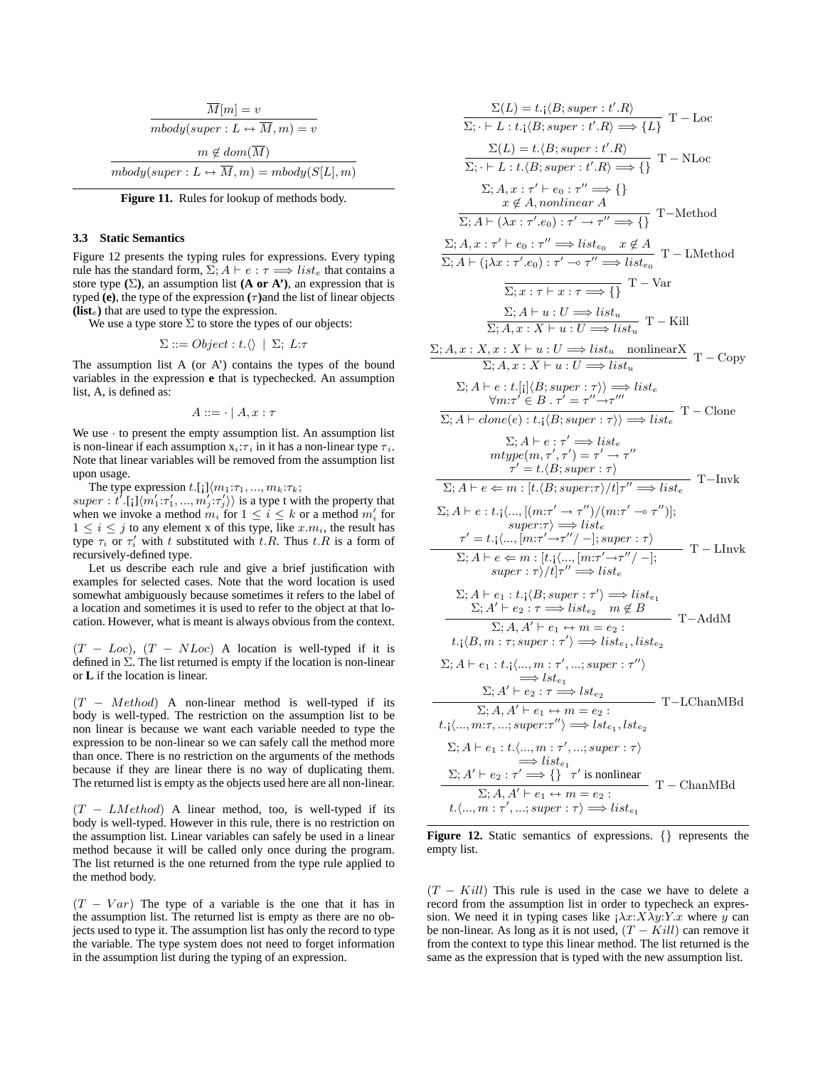$$\frac{\overline{M}[m] = v}{mbody(super : L \leftrightarrow \overline{M}, m) = v}$$

$$\frac{m \notin dom(\overline{M})}{mbody(super : L \leftrightarrow \overline{M}, m) = mbody(S[L], m)}$$

**Figure 11.** Rules for lookup of methods body.

### 3.3 Static Semantics

Figure 12 presents the typing rules for expressions. Every typing rule has the standard form, $\Sigma; A \vdash e : \tau \Longrightarrow list_e$ that contains a store type **($\Sigma$)**, an assumption list **(A or A')**, an expression that is typed **(e)**, the type of the expression **($\tau$)** and the list of linear objects **(list$_e$)** that are used to type the expression.

We use a type store $\Sigma$ to store the types of our objects:

$$\Sigma ::= Object : t.\langle\rangle \mid \Sigma;\ L{:}\tau$$

The assumption list A (or A') contains the types of the bound variables in the expression **e** that is typechecked. An assumption list, A, is defined as:

$$A ::= \cdot \mid A, x : \tau$$

We use $\cdot$ to present the empty assumption list. An assumption list is non-linear if each assumption $x_i{:}\tau_i$ in it has a non-linear type $\tau_i$. Note that linear variables will be removed from the assumption list upon usage.

The type expression $t.[¡]\langle m_1{:}\tau_1, ..., m_k{:}\tau_k;$ $super : t'.[¡]\langle m'_1{:}\tau'_1, ..., m'_j{:}\tau'_j\rangle\rangle$ is a type t with the property that when we invoke a method $m_i$ for $1 \leq i \leq k$ or a method $m'_i$ for $1 \leq i \leq j$ to any element x of this type, like $x.m_i$, the result has type $\tau_i$ or $\tau'_i$ with $t$ substituted with $t.R$. Thus $t.R$ is a form of recursively-defined type.

Let us describe each rule and give a brief justification with examples for selected cases. Note that the word location is used somewhat ambiguously because sometimes it refers to the label of a location and sometimes it is used to refer to the object at that location. However, what is meant is always obvious from the context.

$(T - Loc)$, $(T - NLoc)$ A location is well-typed if it is defined in $\Sigma$. The list returned is empty if the location is non-linear or **L** if the location is linear.

$(T - Method)$ A non-linear method is well-typed if its body is well-typed. The restriction on the assumption list to be non linear is because we want each variable needed to type the expression to be non-linear so we can safely call the method more than once. There is no restriction on the arguments of the methods because if they are linear there is no way of duplicating them. The returned list is empty as the objects used here are all non-linear.

$(T - LMethod)$ A linear method, too, is well-typed if its body is well-typed. However in this rule, there is no restriction on the assumption list. Linear variables can safely be used in a linear method because it will be called only once during the program. The list returned is the one returned from the type rule applied to the method body.

$(T - Var)$ The type of a variable is the one that it has in the assumption list. The returned list is empty as there are no objects used to type it. The assumption list has only the record to type the variable. The type system does not need to forget information in the assumption list during the typing of an expression.

$$\frac{\Sigma(L) = t.¡\langle B; super : t'.R\rangle}{\Sigma; \cdot \vdash L : t.¡\langle B; super : t'.R\rangle \Longrightarrow \{L\}}\ \mathrm{T-Loc}$$

$$\frac{\Sigma(L) = t.\langle B; super : t'.R\rangle}{\Sigma; \cdot \vdash L : t.\langle B; super : t'.R\rangle \Longrightarrow \{\}}\ \mathrm{T-NLoc}$$

$$\frac{\Sigma; A, x : \tau' \vdash e_0 : \tau'' \Longrightarrow \{\} \quad x \notin A, nonlinear\ A}{\Sigma; A \vdash (\lambda x : \tau'.e_0) : \tau' \to \tau'' \Longrightarrow \{\}}\ \mathrm{T-Method}$$

$$\frac{\Sigma; A, x : \tau' \vdash e_0 : \tau'' \Longrightarrow list_{e_0} \quad x \notin A}{\Sigma; A \vdash (¡\lambda x : \tau'.e_0) : \tau' \multimap \tau'' \Longrightarrow list_{e_0}}\ \mathrm{T-LMethod}$$

$$\frac{}{\Sigma; x : \tau \vdash x : \tau \Longrightarrow \{\}}\ \mathrm{T-Var}$$

$$\frac{\Sigma; A \vdash u : U \Longrightarrow list_u}{\Sigma; A, x : X \vdash u : U \Longrightarrow list_u}\ \mathrm{T-Kill}$$

$$\frac{\Sigma; A, x : X, x : X \vdash u : U \Longrightarrow list_u \quad \mathrm{nonlinear} X}{\Sigma; A, x : X \vdash u : U \Longrightarrow list_u}\ \mathrm{T-Copy}$$

$$\frac{\Sigma; A \vdash e : t.[¡]\langle B; super : \tau\rangle\rangle \Longrightarrow list_e \quad \forall m{:}\tau' \in B\ .\ \tau' = \tau'' {\to} \tau'''}{\Sigma; A \vdash clone(e) : t.¡\langle B; super : \tau\rangle\rangle \Longrightarrow list_e}\ \mathrm{T-Clone}$$

$$\frac{\Sigma; A \vdash e : \tau' \Longrightarrow list_e \quad mtype(m, \tau', \tau') = \tau' \to \tau'' \quad \tau' = t.\langle B; super : \tau\rangle}{\Sigma; A \vdash e \Leftarrow m : [t.\langle B; super{:}\tau\rangle/t]\tau'' \Longrightarrow list_e}\ \mathrm{T-Invk}$$

$$\frac{\Sigma; A \vdash e : t.¡\langle ..., [(m{:}\tau' \to \tau'')/(m{:}\tau' \multimap \tau'')]; super{:}\tau\rangle \Longrightarrow list_e \quad \tau' = t.¡\langle ..., [m{:}\tau' {\to} \tau''/-]; super : \tau\rangle}{\Sigma; A \vdash e \Leftarrow m : [t.¡\langle ..., [m{:}\tau' {\to} \tau''/-]; super : \tau\rangle/t]\tau'' \Longrightarrow list_e}\ \mathrm{T-LInvk}$$

$$\frac{\Sigma; A \vdash e_1 : t.¡\langle B; super : \tau'\rangle \Longrightarrow list_{e_1} \quad \Sigma; A' \vdash e_2 : \tau \Longrightarrow list_{e_2} \quad m \notin B}{\Sigma; A, A' \vdash e_1 \leftrightarrow m = e_2 : t.¡\langle B, m : \tau; super : \tau'\rangle \Longrightarrow list_{e_1}, list_{e_2}}\ \mathrm{T-AddM}$$

$$\frac{\Sigma; A \vdash e_1 : t.¡\langle ..., m : \tau', ...; super : \tau''\rangle \Longrightarrow lst_{e_1} \quad \Sigma; A' \vdash e_2 : \tau \Longrightarrow lst_{e_2}}{\Sigma; A, A' \vdash e_1 \leftrightarrow m = e_2 : t.¡\langle ..., m{:}\tau, ...; super{:}\tau''\rangle \Longrightarrow lst_{e_1}, lst_{e_2}}\ \mathrm{T-LChanMBd}$$

$$\frac{\Sigma; A \vdash e_1 : t.\langle ..., m : \tau', ...; super : \tau\rangle \Longrightarrow list_{e_1} \quad \Sigma; A' \vdash e_2 : \tau' \Longrightarrow \{\}\ \ \tau' \text{ is nonlinear}}{\Sigma; A, A' \vdash e_1 \leftrightarrow m = e_2 : t.\langle ..., m : \tau', ...; super : \tau\rangle \Longrightarrow list_{e_1}}\ \mathrm{T-ChanMBd}$$

**Figure 12.** Static semantics of expressions. $\{\}$ represents the empty list.

$(T - Kill)$ This rule is used in the case we have to delete a record from the assumption list in order to typecheck an expression. We need it in typing cases like $¡\lambda x{:}X\lambda y{:}Y.x$ where $y$ can be non-linear. As long as it is not used, $(T - Kill)$ can remove it from the context to type this linear method. The list returned is the same as the expression that is typed with the new assumption list.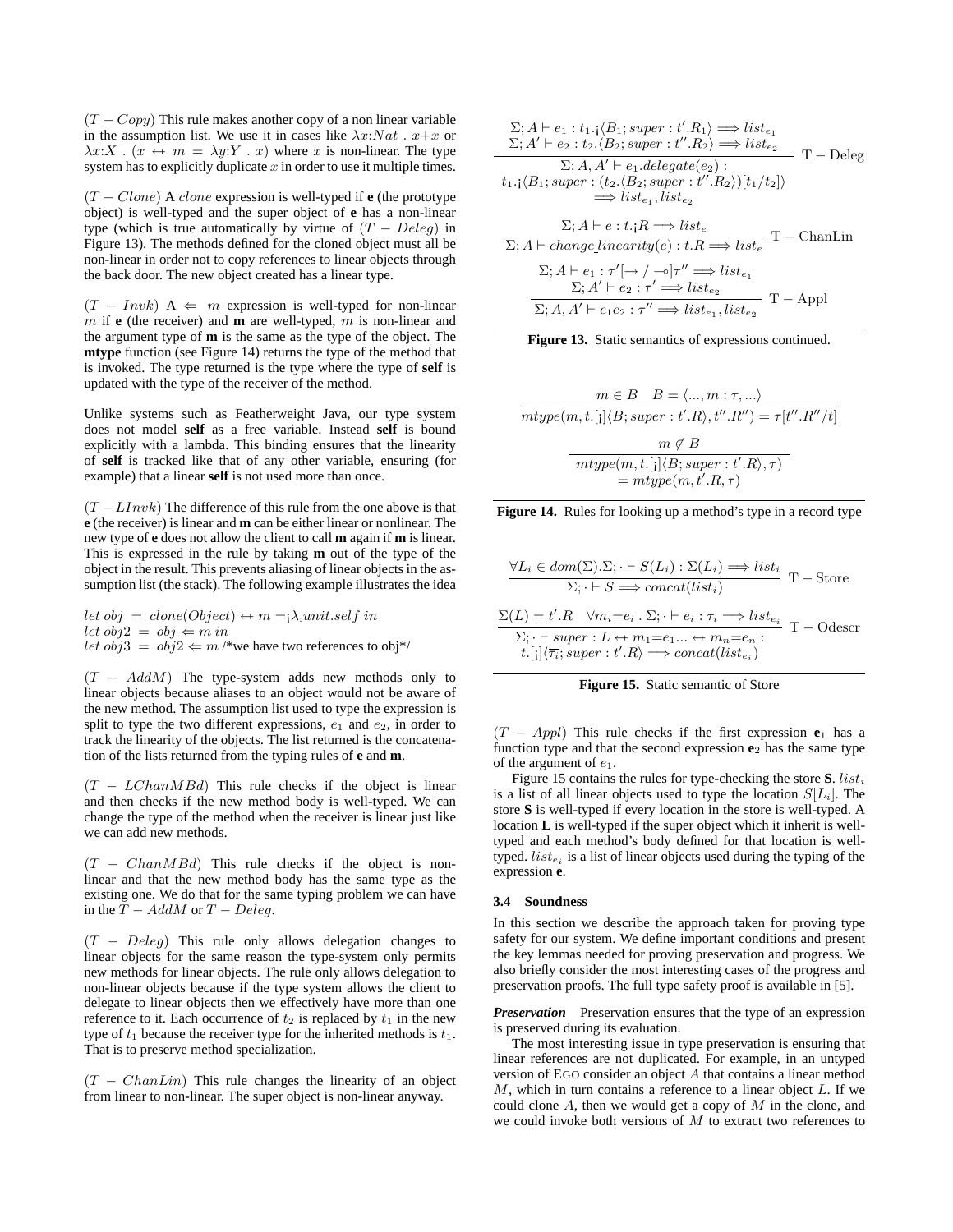$(T-Copy)$ This rule makes another copy of a non linear variable in the assumption list. We use it in cases like $\lambda x{:}Nat\ .\ x{+}x$ or $\lambda x{:}X\ .\ (x \leftrightarrow m = \lambda y{:}Y\ .\ x)$ where $x$ is non-linear. The type system has to explicitly duplicate $x$ in order to use it multiple times.

$(T-Clone)$ A $clone$ expression is well-typed if **e** (the prototype object) is well-typed and the super object of **e** has a non-linear type (which is true automatically by virtue of $(T-Deleg)$ in Figure 13). The methods defined for the cloned object must all be non-linear in order not to copy references to linear objects through the back door. The new object created has a linear type.

$(T-Invk)$ A $\Leftarrow$ $m$ expression is well-typed for non-linear $m$ if **e** (the receiver) and **m** are well-typed, $m$ is non-linear and the argument type of **m** is the same as the type of the object. The **mtype** function (see Figure 14) returns the type of the method that is invoked. The type returned is the type where the type of **self** is updated with the type of the receiver of the method.

Unlike systems such as Featherweight Java, our type system does not model **self** as a free variable. Instead **self** is bound explicitly with a lambda. This binding ensures that the linearity of **self** is tracked like that of any other variable, ensuring (for example) that a linear **self** is not used more than once.

$(T-LInvk)$ The difference of this rule from the one above is that **e** (the receiver) is linear and **m** can be either linear or nonlinear. The new type of **e** does not allow the client to call **m** again if **m** is linear. This is expressed in the rule by taking **m** out of the type of the object in the result. This prevents aliasing of linear objects in the assumption list (the stack). The following example illustrates the idea

$let\ obj\ =\ clone(Object) \leftrightarrow m = ¡\lambda_{;}unit.self\ in$
$let\ obj2\ =\ obj \Leftarrow m\ in$
$let\ obj3\ =\ obj2 \Leftarrow m$ /*we have two references to obj*/

$(T-AddM)$ The type-system adds new methods only to linear objects because aliases to an object would not be aware of the new method. The assumption list used to type the expression is split to type the two different expressions, $e_1$ and $e_2$, in order to track the linearity of the objects. The list returned is the concatenation of the lists returned from the typing rules of **e** and **m**.

$(T-LChanMBd)$ This rule checks if the object is linear and then checks if the new method body is well-typed. We can change the type of the method when the receiver is linear just like we can add new methods.

$(T-ChanMBd)$ This rule checks if the object is non-linear and that the new method body has the same type as the existing one. We do that for the same typing problem we can have in the $T-AddM$ or $T-Deleg$.

$(T-Deleg)$ This rule only allows delegation changes to linear objects for the same reason the type-system only permits new methods for linear objects. The rule only allows delegation to non-linear objects because if the type system allows the client to delegate to linear objects then we effectively have more than one reference to it. Each occurrence of $t_2$ is replaced by $t_1$ in the new type of $t_1$ because the receiver type for the inherited methods is $t_1$. That is to preserve method specialization.

$(T-ChanLin)$ This rule changes the linearity of an object from linear to non-linear. The super object is non-linear anyway.

$$\frac{\begin{array}{c}\Sigma; A \vdash e_1 : t_1.¡\langle B_1; super : t'.R_1\rangle \Longrightarrow list_{e_1} \\ \Sigma; A' \vdash e_2 : t_2.\langle B_2; super : t''.R_2\rangle \Longrightarrow list_{e_2}\end{array}}{\begin{array}{c}\Sigma; A, A' \vdash e_1.delegate(e_2) : \\ t_1.¡\langle B_1; super : (t_2.\langle B_2; super : t''.R_2\rangle)[t_1/t_2]\rangle \\ \Longrightarrow list_{e_1}, list_{e_2}\end{array}}\ \mathrm{T-Deleg}$$

$$\frac{\Sigma; A \vdash e : t.¡R \Longrightarrow list_e}{\Sigma; A \vdash change\_linearity(e) : t.R \Longrightarrow list_e}\ \mathrm{T-ChanLin}$$

$$\frac{\begin{array}{c}\Sigma; A \vdash e_1 : \tau'[\rightarrow / \multimap]\tau'' \Longrightarrow list_{e_1} \\ \Sigma; A' \vdash e_2 : \tau' \Longrightarrow list_{e_2}\end{array}}{\Sigma; A, A' \vdash e_1 e_2 : \tau'' \Longrightarrow list_{e_1}, list_{e_2}}\ \mathrm{T-Appl}$$

**Figure 13.** Static semantics of expressions continued.

$$\frac{m \in B \quad B = \langle ..., m : \tau, ...\rangle}{mtype(m, t.[¡]\langle B; super : t'.R\rangle, t''.R'') = \tau[t''.R''/t]}$$

$$\frac{m \notin B}{\begin{array}{c}mtype(m, t.[¡]\langle B; super : t'.R\rangle, \tau) \\ = mtype(m, t'.R, \tau)\end{array}}$$

**Figure 14.** Rules for looking up a method's type in a record type

$$\frac{\forall L_i \in dom(\Sigma).\Sigma; \cdot \vdash S(L_i) : \Sigma(L_i) \Longrightarrow list_i}{\Sigma; \cdot \vdash S \Longrightarrow concat(list_i)}\ \mathrm{T-Store}$$

$$\frac{\Sigma(L) = t'.R \quad \forall m_i{=}e_i\ .\ \Sigma; \cdot \vdash e_i : \tau_i \Longrightarrow list_{e_i}}{\begin{array}{c}\Sigma; \cdot \vdash super : L \leftrightarrow m_1{=}e_1 ... \leftrightarrow m_n{=}e_n : \\ t.[¡]\langle \overline{\tau_i}; super : t'.R\rangle \Longrightarrow concat(list_{e_i})\end{array}}\ \mathrm{T-Odescr}$$

**Figure 15.** Static semantic of Store

$(T-Appl)$ This rule checks if the first expression $\mathbf{e}_1$ has a function type and that the second expression $\mathbf{e}_2$ has the same type of the argument of $e_1$.

Figure 15 contains the rules for type-checking the store **S**. $list_i$ is a list of all linear objects used to type the location $S[L_i]$. The store **S** is well-typed if every location in the store is well-typed. A location **L** is well-typed if the super object which it inherit is well-typed and each method's body defined for that location is well-typed. $list_{e_i}$ is a list of linear objects used during the typing of the expression **e**.

### 3.4 Soundness

In this section we describe the approach taken for proving type safety for our system. We define important conditions and present the key lemmas needed for proving preservation and progress. We also briefly consider the most interesting cases of the progress and preservation proofs. The full type safety proof is available in [5].

***Preservation*** Preservation ensures that the type of an expression is preserved during its evaluation.

The most interesting issue in type preservation is ensuring that linear references are not duplicated. For example, in an untyped version of EGO consider an object $A$ that contains a linear method $M$, which in turn contains a reference to a linear object $L$. If we could clone $A$, then we would get a copy of $M$ in the clone, and we could invoke both versions of $M$ to extract two references to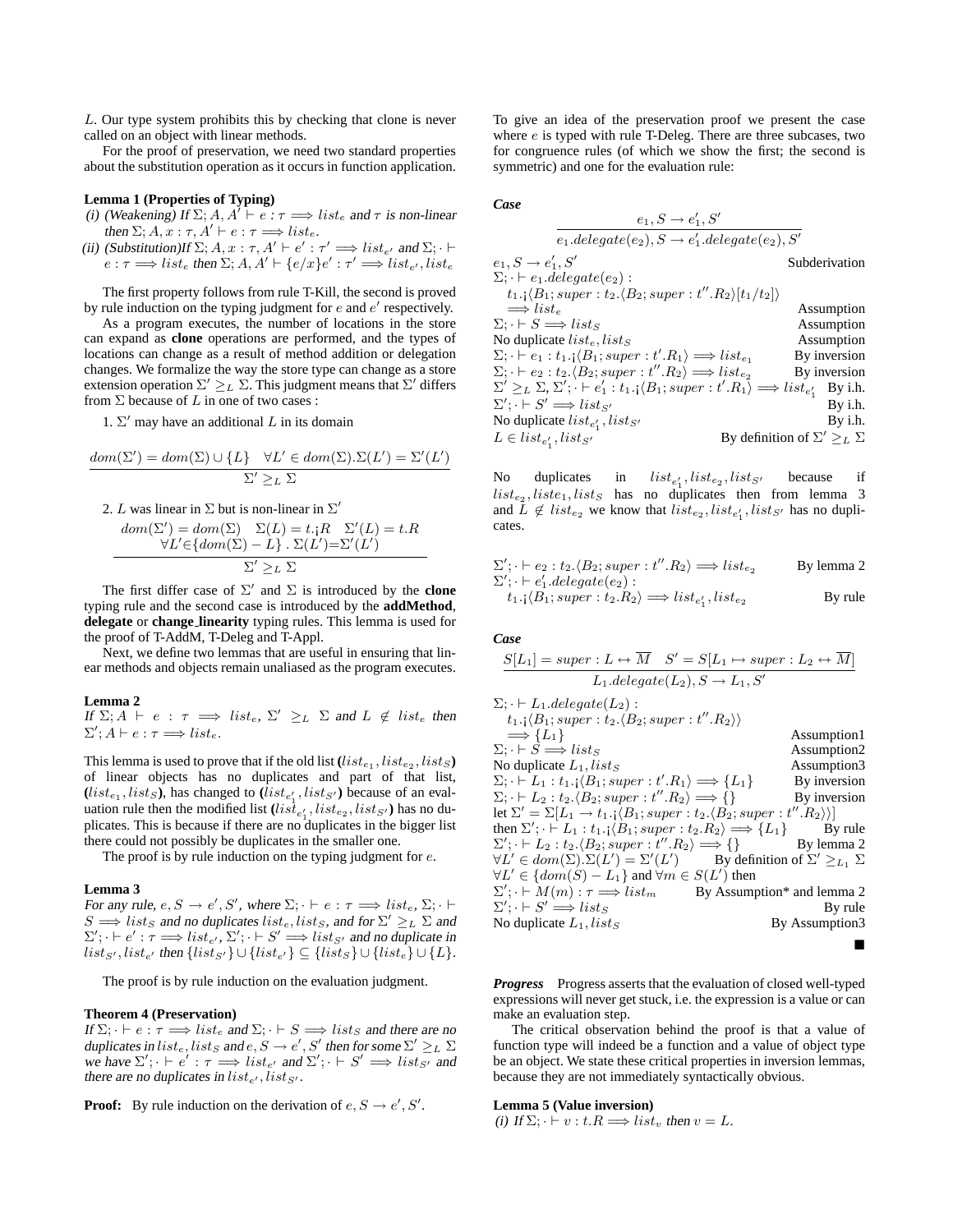$L$. Our type system prohibits this by checking that clone is never called on an object with linear methods.

For the proof of preservation, we need two standard properties about the substitution operation as it occurs in function application.

**Lemma 1 (Properties of Typing)**

*(i) (Weakening) If* $\Sigma; A, A' \vdash e : \tau \Longrightarrow list_e$ *and* $\tau$ *is non-linear then* $\Sigma; A, x : \tau, A' \vdash e : \tau \Longrightarrow list_e$.

*(ii) (Substitution)If* $\Sigma; A, x : \tau, A' \vdash e' : \tau' \Longrightarrow list_{e'}$ *and* $\Sigma; \cdot \vdash e : \tau \Longrightarrow list_e$ *then* $\Sigma; A, A' \vdash \{e/x\}e' : \tau' \Longrightarrow list_{e'}, list_e$

The first property follows from rule T-Kill, the second is proved by rule induction on the typing judgment for $e$ and $e'$ respectively.

As a program executes, the number of locations in the store can expand as **clone** operations are performed, and the types of locations can change as a result of method addition or delegation changes. We formalize the way the store type can change as a store extension operation $\Sigma' \geq_L \Sigma$. This judgment means that $\Sigma'$ differs from $\Sigma$ because of $L$ in one of two cases :

1. $\Sigma'$ may have an additional $L$ in its domain

$$\frac{dom(\Sigma') = dom(\Sigma) \cup \{L\} \quad \forall L' \in dom(\Sigma).\Sigma(L') = \Sigma'(L')}{\Sigma' \geq_L \Sigma}$$

2. $L$ was linear in $\Sigma$ but is non-linear in $\Sigma'$

$$\frac{\begin{array}{c} dom(\Sigma') = dom(\Sigma) \quad \Sigma(L) = t.¡R \quad \Sigma'(L) = t.R \\ \forall L' \in \{dom(\Sigma) - L\} \,.\, \Sigma(L') = \Sigma'(L') \end{array}}{\Sigma' \geq_L \Sigma}$$

The first differ case of $\Sigma'$ and $\Sigma$ is introduced by the **clone** typing rule and the second case is introduced by the **addMethod**, **delegate** or **change_linearity** typing rules. This lemma is used for the proof of T-AddM, T-Deleg and T-Appl.

Next, we define two lemmas that are useful in ensuring that linear methods and objects remain unaliased as the program executes.

**Lemma 2**

*If* $\Sigma; A \vdash e : \tau \Longrightarrow list_e$, $\Sigma' \geq_L \Sigma$ *and* $L \notin list_e$ *then* $\Sigma'; A \vdash e : \tau \Longrightarrow list_e$.

This lemma is used to prove that if the old list **(**$list_{e_1}, list_{e_2}, list_S$**)** of linear objects has no duplicates and part of that list, **(**$list_{e_1}, list_S$**)**, has changed to **(**$list_{e_1'}, list_{S'}$**)** because of an evaluation rule then the modified list **(**$list_{e_1'}, list_{e_2}, list_{S'}$**)** has no duplicates. This is because if there are no duplicates in the bigger list there could not possibly be duplicates in the smaller one.

The proof is by rule induction on the typing judgment for $e$.

**Lemma 3**

*For any rule,* $e, S \to e', S'$*, where* $\Sigma; \cdot \vdash e : \tau \Longrightarrow list_e$, $\Sigma; \cdot \vdash S \Longrightarrow list_S$ *and no duplicates* $list_e, list_S$*, and for* $\Sigma' \geq_L \Sigma$ *and* $\Sigma'; \cdot \vdash e' : \tau \Longrightarrow list_{e'}$, $\Sigma'; \cdot \vdash S' \Longrightarrow list_{S'}$ *and no duplicate in* $list_{S'}, list_{e'}$ *then* $\{list_{S'}\} \cup \{list_{e'}\} \subseteq \{list_S\} \cup \{list_e\} \cup \{L\}$.

The proof is by rule induction on the evaluation judgment.

**Theorem 4 (Preservation)**

*If* $\Sigma; \cdot \vdash e : \tau \Longrightarrow list_e$ *and* $\Sigma; \cdot \vdash S \Longrightarrow list_S$ *and there are no duplicates in* $list_e, list_S$ *and* $e, S \to e', S'$ *then for some* $\Sigma' \geq_L \Sigma$ *we have* $\Sigma'; \cdot \vdash e' : \tau \Longrightarrow list_{e'}$ *and* $\Sigma'; \cdot \vdash S' \Longrightarrow list_{S'}$ *and there are no duplicates in* $list_{e'}, list_{S'}$.

**Proof:** By rule induction on the derivation of $e, S \to e', S'$.

To give an idea of the preservation proof we present the case where $e$ is typed with rule T-Deleg. There are three subcases, two for congruence rules (of which we show the first; the second is symmetric) and one for the evaluation rule:

***Case***

$$\frac{e_1, S \to e_1', S'}{e_1.delegate(e_2), S \to e_1'.delegate(e_2), S'}$$

| | |
|---|---|
| $e_1, S \to e_1', S'$ | Subderivation |
| $\Sigma; \cdot \vdash e_1.delegate(e_2) :$ $t_1.¡\langle B_1; super : t_2.\langle B_2; super : t''.R_2\rangle[t_1/t_2]\rangle \Longrightarrow list_e$ | Assumption |
| $\Sigma; \cdot \vdash S \Longrightarrow list_S$ | Assumption |
| No duplicate $list_e, list_S$ | Assumption |
| $\Sigma; \cdot \vdash e_1 : t_1.¡\langle B_1; super : t'.R_1\rangle \Longrightarrow list_{e_1}$ | By inversion |
| $\Sigma; \cdot \vdash e_2 : t_2.\langle B_2; super : t''.R_2\rangle \Longrightarrow list_{e_2}$ | By inversion |
| $\Sigma' \geq_L \Sigma$, $\Sigma'; \cdot \vdash e_1' : t_1.¡\langle B_1; super : t'.R_1\rangle \Longrightarrow list_{e_1'}$ | By i.h. |
| $\Sigma'; \cdot \vdash S' \Longrightarrow list_{S'}$ | By i.h. |
| No duplicate $list_{e_1'}, list_{S'}$ | By i.h. |
| $L \in list_{e_1'}, list_{S'}$ | By definition of $\Sigma' \geq_L \Sigma$ |

No duplicates in $list_{e_1'}, list_{e_2}, list_{S'}$ because if $list_{e_2}, liste_1, list_S$ has no duplicates then from lemma 3 and $L \notin list_{e_2}$ we know that $list_{e_2}, list_{e_1'}, list_{S'}$ has no duplicates.

| | |
|---|---|
| $\Sigma'; \cdot \vdash e_2 : t_2.\langle B_2; super : t''.R_2\rangle \Longrightarrow list_{e_2}$ | By lemma 2 |
| $\Sigma'; \cdot \vdash e_1'.delegate(e_2) :$ $t_1.¡\langle B_1; super : t_2.R_2\rangle \Longrightarrow list_{e_1'}, list_{e_2}$ | By rule |

***Case***

$$\frac{S[L_1] = super : L \leftrightarrow \overline{M} \quad S' = S[L_1 \mapsto super : L_2 \leftrightarrow \overline{M}]}{L_1.delegate(L_2), S \to L_1, S'}$$

| | |
|---|---|
| $\Sigma; \cdot \vdash L_1.delegate(L_2) :$ $t_1.¡\langle B_1; super : t_2.\langle B_2; super : t''.R_2\rangle\rangle \Longrightarrow \{L_1\}$ | Assumption1 |
| $\Sigma; \cdot \vdash S \Longrightarrow list_S$ | Assumption2 |
| No duplicate $L_1, list_S$ | Assumption3 |
| $\Sigma; \cdot \vdash L_1 : t_1.¡\langle B_1; super : t'.R_1\rangle \Longrightarrow \{L_1\}$ | By inversion |
| $\Sigma; \cdot \vdash L_2 : t_2.\langle B_2; super : t''.R_2\rangle \Longrightarrow \{\}$ | By inversion |
| let $\Sigma' = \Sigma[L_1 \to t_1.¡\langle B_1; super : t_2.\langle B_2; super : t''.R_2\rangle\rangle]$ | |
| then $\Sigma'; \cdot \vdash L_1 : t_1.¡\langle B_1; super : t_2.R_2\rangle \Longrightarrow \{L_1\}$ | By rule |
| $\Sigma'; \cdot \vdash L_2 : t_2.\langle B_2; super : t''.R_2\rangle \Longrightarrow \{\}$ | By lemma 2 |
| $\forall L' \in dom(\Sigma).\Sigma(L') = \Sigma'(L')$ | By definition of $\Sigma' \geq_{L_1} \Sigma$ |
| $\forall L' \in \{dom(S) - L_1\}$ and $\forall m \in S(L')$ then | |
| $\Sigma'; \cdot \vdash M(m) : \tau \Longrightarrow list_m$ | By Assumption* and lemma 2 |
| $\Sigma'; \cdot \vdash S' \Longrightarrow list_S$ | By rule |
| No duplicate $L_1, list_S$ | By Assumption3 |

■

***Progress*** Progress asserts that the evaluation of closed well-typed expressions will never get stuck, i.e. the expression is a value or can make an evaluation step.

The critical observation behind the proof is that a value of function type will indeed be a function and a value of object type be an object. We state these critical properties in inversion lemmas, because they are not immediately syntactically obvious.

**Lemma 5 (Value inversion)**

*(i) If* $\Sigma; \cdot \vdash v : t.R \Longrightarrow list_v$ *then* $v = L$.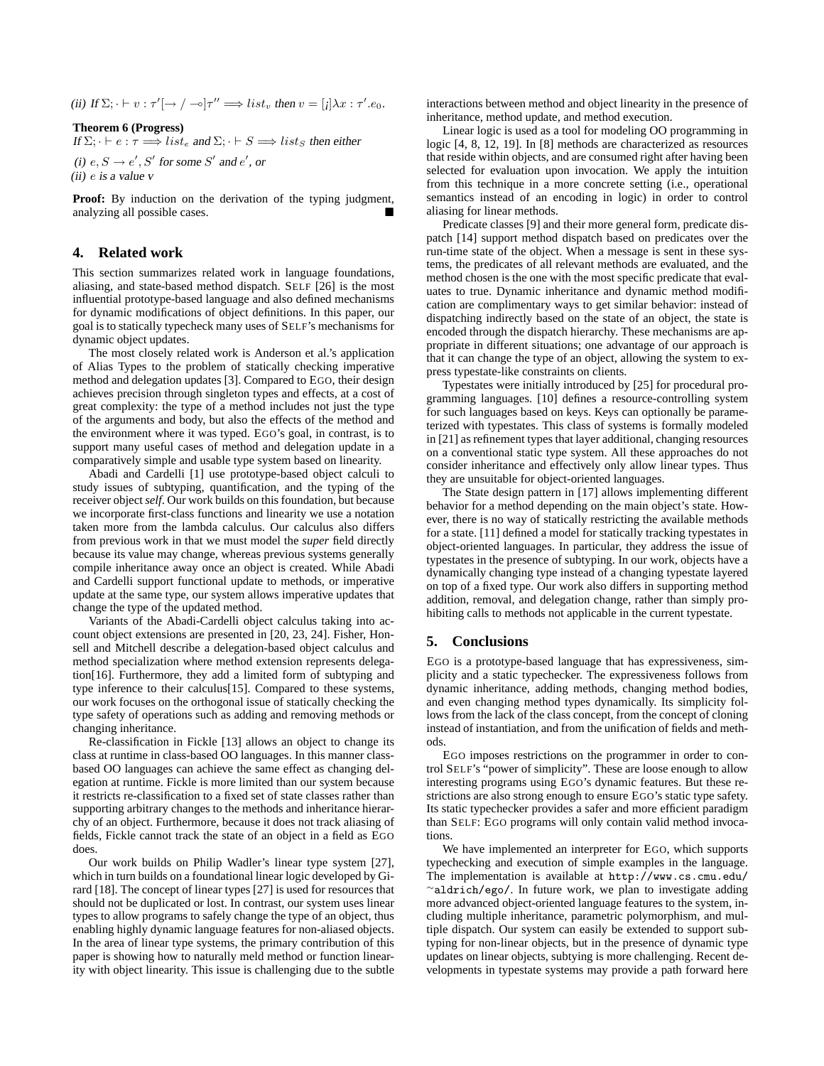(ii) If $\Sigma; \cdot \vdash v : \tau'[\rightarrow / \multimap]\tau'' \Longrightarrow list_v$ then $v = [_l]\lambda x : \tau'.e_0$.

**Theorem 6 (Progress)**
*If* $\Sigma; \cdot \vdash e : \tau \Longrightarrow list_e$ *and* $\Sigma; \cdot \vdash S \Longrightarrow list_S$ *then either*

(i) $e, S \rightarrow e', S'$ *for some* $S'$ *and* $e'$*, or*
(ii) $e$ *is a value* $v$

**Proof:** By induction on the derivation of the typing judgment, analyzing all possible cases. ■

## 4. Related work

This section summarizes related work in language foundations, aliasing, and state-based method dispatch. SELF [26] is the most influential prototype-based language and also defined mechanisms for dynamic modifications of object definitions. In this paper, our goal is to statically typecheck many uses of SELF's mechanisms for dynamic object updates.

The most closely related work is Anderson et al.'s application of Alias Types to the problem of statically checking imperative method and delegation updates [3]. Compared to EGO, their design achieves precision through singleton types and effects, at a cost of great complexity: the type of a method includes not just the type of the arguments and body, but also the effects of the method and the environment where it was typed. EGO's goal, in contrast, is to support many useful cases of method and delegation update in a comparatively simple and usable type system based on linearity.

Abadi and Cardelli [1] use prototype-based object calculi to study issues of subtyping, quantification, and the typing of the receiver object *self*. Our work builds on this foundation, but because we incorporate first-class functions and linearity we use a notation taken more from the lambda calculus. Our calculus also differs from previous work in that we must model the *super* field directly because its value may change, whereas previous systems generally compile inheritance away once an object is created. While Abadi and Cardelli support functional update to methods, or imperative update at the same type, our system allows imperative updates that change the type of the updated method.

Variants of the Abadi-Cardelli object calculus taking into account object extensions are presented in [20, 23, 24]. Fisher, Honsell and Mitchell describe a delegation-based object calculus and method specialization where method extension represents delegation[16]. Furthermore, they add a limited form of subtyping and type inference to their calculus[15]. Compared to these systems, our work focuses on the orthogonal issue of statically checking the type safety of operations such as adding and removing methods or changing inheritance.

Re-classification in Fickle [13] allows an object to change its class at runtime in class-based OO languages. In this manner class-based OO languages can achieve the same effect as changing delegation at runtime. Fickle is more limited than our system because it restricts re-classification to a fixed set of state classes rather than supporting arbitrary changes to the methods and inheritance hierarchy of an object. Furthermore, because it does not track aliasing of fields, Fickle cannot track the state of an object in a field as EGO does.

Our work builds on Philip Wadler's linear type system [27], which in turn builds on a foundational linear logic developed by Girard [18]. The concept of linear types [27] is used for resources that should not be duplicated or lost. In contrast, our system uses linear types to allow programs to safely change the type of an object, thus enabling highly dynamic language features for non-aliased objects. In the area of linear type systems, the primary contribution of this paper is showing how to naturally meld method or function linearity with object linearity. This issue is challenging due to the subtle interactions between method and object linearity in the presence of inheritance, method update, and method execution.

Linear logic is used as a tool for modeling OO programming in logic [4, 8, 12, 19]. In [8] methods are characterized as resources that reside within objects, and are consumed right after having been selected for evaluation upon invocation. We apply the intuition from this technique in a more concrete setting (i.e., operational semantics instead of an encoding in logic) in order to control aliasing for linear methods.

Predicate classes [9] and their more general form, predicate dispatch [14] support method dispatch based on predicates over the run-time state of the object. When a message is sent in these systems, the predicates of all relevant methods are evaluated, and the method chosen is the one with the most specific predicate that evaluates to true. Dynamic inheritance and dynamic method modification are complimentary ways to get similar behavior: instead of dispatching indirectly based on the state of an object, the state is encoded through the dispatch hierarchy. These mechanisms are appropriate in different situations; one advantage of our approach is that it can change the type of an object, allowing the system to express typestate-like constraints on clients.

Typestates were initially introduced by [25] for procedural programming languages. [10] defines a resource-controlling system for such languages based on keys. Keys can optionally be parameterized with typestates. This class of systems is formally modeled in [21] as refinement types that layer additional, changing resources on a conventional static type system. All these approaches do not consider inheritance and effectively only allow linear types. Thus they are unsuitable for object-oriented languages.

The State design pattern in [17] allows implementing different behavior for a method depending on the main object's state. However, there is no way of statically restricting the available methods for a state. [11] defined a model for statically tracking typestates in object-oriented languages. In particular, they address the issue of typestates in the presence of subtyping. In our work, objects have a dynamically changing type instead of a changing typestate layered on top of a fixed type. Our work also differs in supporting method addition, removal, and delegation change, rather than simply prohibiting calls to methods not applicable in the current typestate.

## 5. Conclusions

EGO is a prototype-based language that has expressiveness, simplicity and a static typechecker. The expressiveness follows from dynamic inheritance, adding methods, changing method bodies, and even changing method types dynamically. Its simplicity follows from the lack of the class concept, from the concept of cloning instead of instantiation, and from the unification of fields and methods.

EGO imposes restrictions on the programmer in order to control SELF's "power of simplicity". These are loose enough to allow interesting programs using EGO's dynamic features. But these restrictions are also strong enough to ensure EGO's static type safety. Its static typechecker provides a safer and more efficient paradigm than SELF: EGO programs will only contain valid method invocations.

We have implemented an interpreter for EGO, which supports typechecking and execution of simple examples in the language. The implementation is available at http://www.cs.cmu.edu/~aldrich/ego/. In future work, we plan to investigate adding more advanced object-oriented language features to the system, including multiple inheritance, parametric polymorphism, and multiple dispatch. Our system can easily be extended to support subtyping for non-linear objects, but in the presence of dynamic type updates on linear objects, subtying is more challenging. Recent developments in typestate systems may provide a path forward here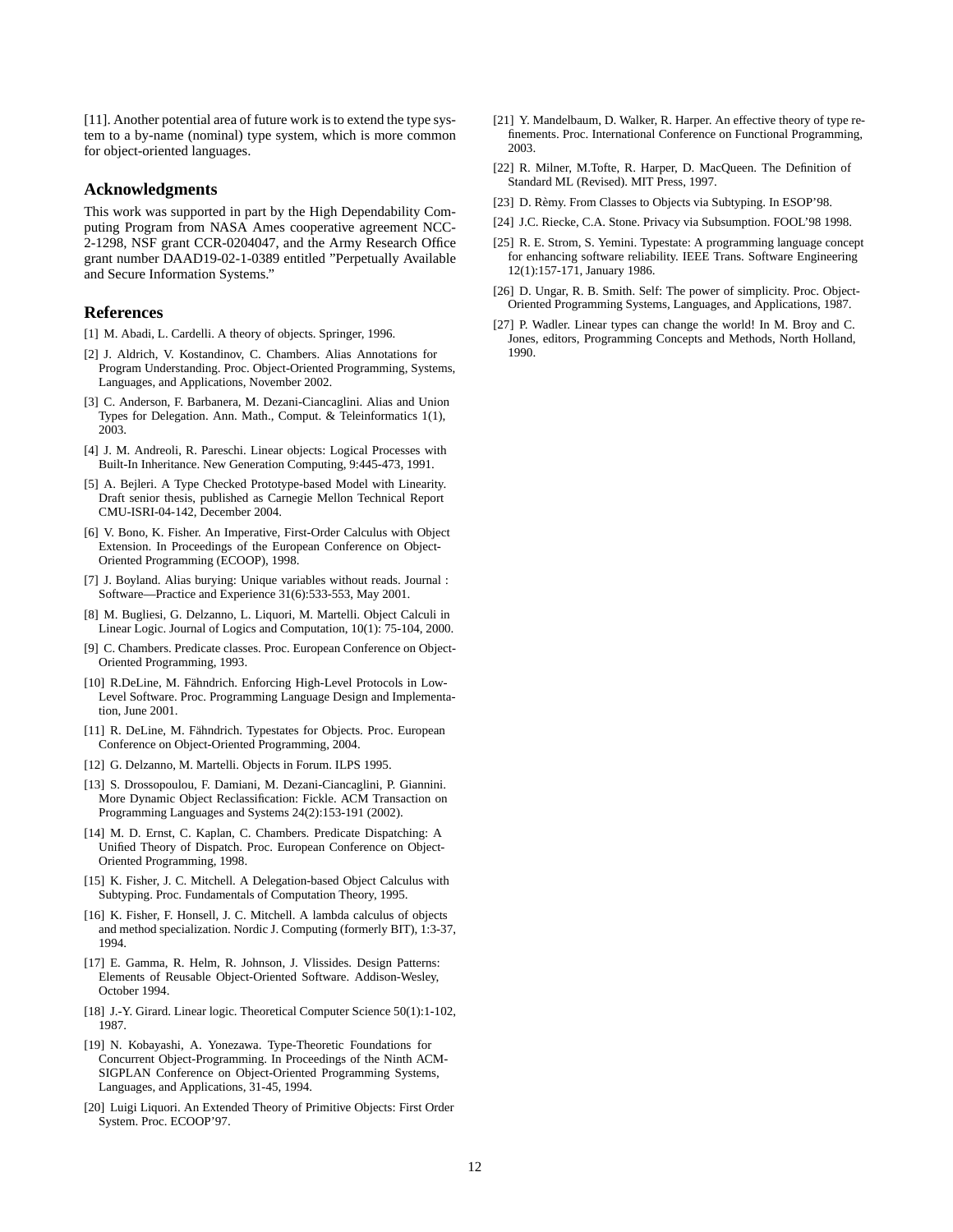[11]. Another potential area of future work is to extend the type system to a by-name (nominal) type system, which is more common for object-oriented languages.

## Acknowledgments

This work was supported in part by the High Dependability Computing Program from NASA Ames cooperative agreement NCC-2-1298, NSF grant CCR-0204047, and the Army Research Office grant number DAAD19-02-1-0389 entitled "Perpetually Available and Secure Information Systems."

## References

[1] M. Abadi, L. Cardelli. A theory of objects. Springer, 1996.

[2] J. Aldrich, V. Kostandinov, C. Chambers. Alias Annotations for Program Understanding. Proc. Object-Oriented Programming, Systems, Languages, and Applications, November 2002.

[3] C. Anderson, F. Barbanera, M. Dezani-Ciancaglini. Alias and Union Types for Delegation. Ann. Math., Comput. & Teleinformatics 1(1), 2003.

[4] J. M. Andreoli, R. Pareschi. Linear objects: Logical Processes with Built-In Inheritance. New Generation Computing, 9:445-473, 1991.

[5] A. Bejleri. A Type Checked Prototype-based Model with Linearity. Draft senior thesis, published as Carnegie Mellon Technical Report CMU-ISRI-04-142, December 2004.

[6] V. Bono, K. Fisher. An Imperative, First-Order Calculus with Object Extension. In Proceedings of the European Conference on Object-Oriented Programming (ECOOP), 1998.

[7] J. Boyland. Alias burying: Unique variables without reads. Journal : Software—Practice and Experience 31(6):533-553, May 2001.

[8] M. Bugliesi, G. Delzanno, L. Liquori, M. Martelli. Object Calculi in Linear Logic. Journal of Logics and Computation, 10(1): 75-104, 2000.

[9] C. Chambers. Predicate classes. Proc. European Conference on Object-Oriented Programming, 1993.

[10] R.DeLine, M. Fähndrich. Enforcing High-Level Protocols in Low-Level Software. Proc. Programming Language Design and Implementation, June 2001.

[11] R. DeLine, M. Fähndrich. Typestates for Objects. Proc. European Conference on Object-Oriented Programming, 2004.

[12] G. Delzanno, M. Martelli. Objects in Forum. ILPS 1995.

[13] S. Drossopoulou, F. Damiani, M. Dezani-Ciancaglini, P. Giannini. More Dynamic Object Reclassification: Fickle. ACM Transaction on Programming Languages and Systems 24(2):153-191 (2002).

[14] M. D. Ernst, C. Kaplan, C. Chambers. Predicate Dispatching: A Unified Theory of Dispatch. Proc. European Conference on Object-Oriented Programming, 1998.

[15] K. Fisher, J. C. Mitchell. A Delegation-based Object Calculus with Subtyping. Proc. Fundamentals of Computation Theory, 1995.

[16] K. Fisher, F. Honsell, J. C. Mitchell. A lambda calculus of objects and method specialization. Nordic J. Computing (formerly BIT), 1:3-37, 1994.

[17] E. Gamma, R. Helm, R. Johnson, J. Vlissides. Design Patterns: Elements of Reusable Object-Oriented Software. Addison-Wesley, October 1994.

[18] J.-Y. Girard. Linear logic. Theoretical Computer Science 50(1):1-102, 1987.

[19] N. Kobayashi, A. Yonezawa. Type-Theoretic Foundations for Concurrent Object-Programming. In Proceedings of the Ninth ACM-SIGPLAN Conference on Object-Oriented Programming Systems, Languages, and Applications, 31-45, 1994.

[20] Luigi Liquori. An Extended Theory of Primitive Objects: First Order System. Proc. ECOOP'97.

[21] Y. Mandelbaum, D. Walker, R. Harper. An effective theory of type refinements. Proc. International Conference on Functional Programming, 2003.

[22] R. Milner, M.Tofte, R. Harper, D. MacQueen. The Definition of Standard ML (Revised). MIT Press, 1997.

[23] D. Rèmy. From Classes to Objects via Subtyping. In ESOP'98.

[24] J.C. Riecke, C.A. Stone. Privacy via Subsumption. FOOL'98 1998.

[25] R. E. Strom, S. Yemini. Typestate: A programming language concept for enhancing software reliability. IEEE Trans. Software Engineering 12(1):157-171, January 1986.

[26] D. Ungar, R. B. Smith. Self: The power of simplicity. Proc. Object-Oriented Programming Systems, Languages, and Applications, 1987.

[27] P. Wadler. Linear types can change the world! In M. Broy and C. Jones, editors, Programming Concepts and Methods, North Holland, 1990.